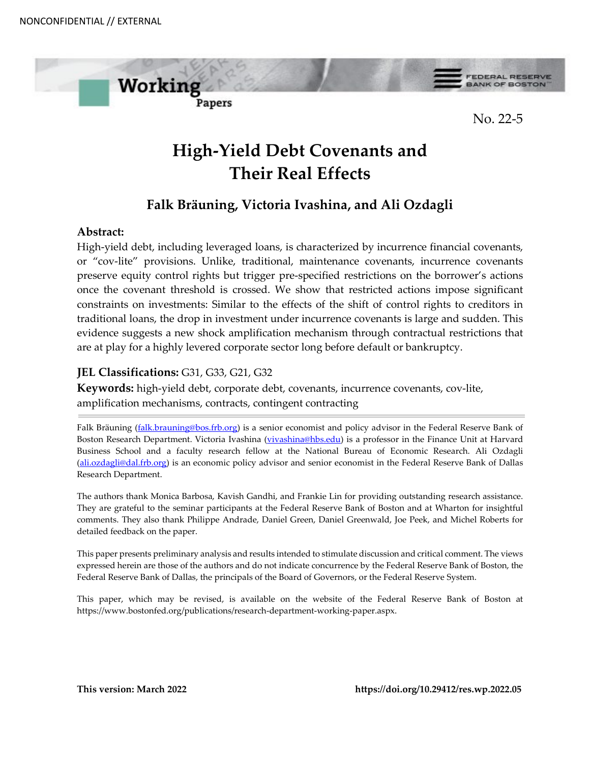NONCONFIDENTIAL // EXTERNAL

Working Papers

FEDERAL RESERVE BANK OF BOSTON

No. 22-5

# High-Yield Debt Covenants and Their Real Effects

## Falk Bräuning, Victoria Ivashina, and Ali Ozdagli

**Abstract:**

High-yield debt, including leveraged loans, is characterized by incurrence financial covenants, or "cov-lite" provisions. Unlike, traditional, maintenance covenants, incurrence covenants preserve equity control rights but trigger pre-specified restrictions on the borrower's actions once the covenant threshold is crossed. We show that restricted actions impose significant constraints on investments: Similar to the effects of the shift of control rights to creditors in traditional loans, the drop in investment under incurrence covenants is large and sudden. This evidence suggests a new shock amplification mechanism through contractual restrictions that are at play for a highly levered corporate sector long before default or bankruptcy.

**JEL Classifications:** G31, G33, G21, G32

**Keywords:** high-yield debt, corporate debt, covenants, incurrence covenants, cov-lite, amplification mechanisms, contracts, contingent contracting

---

Falk Bräuning (falk.brauning@bos.frb.org) is a senior economist and policy advisor in the Federal Reserve Bank of Boston Research Department. Victoria Ivashina (vivashina@hbs.edu) is a professor in the Finance Unit at Harvard Business School and a faculty research fellow at the National Bureau of Economic Research. Ali Ozdagli (ali.ozdagli@dal.frb.org) is an economic policy advisor and senior economist in the Federal Reserve Bank of Dallas Research Department.

The authors thank Monica Barbosa, Kavish Gandhi, and Frankie Lin for providing outstanding research assistance. They are grateful to the seminar participants at the Federal Reserve Bank of Boston and at Wharton for insightful comments. They also thank Philippe Andrade, Daniel Green, Daniel Greenwald, Joe Peek, and Michel Roberts for detailed feedback on the paper.

This paper presents preliminary analysis and results intended to stimulate discussion and critical comment. The views expressed herein are those of the authors and do not indicate concurrence by the Federal Reserve Bank of Boston, the Federal Reserve Bank of Dallas, the principals of the Board of Governors, or the Federal Reserve System.

This paper, which may be revised, is available on the website of the Federal Reserve Bank of Boston at https://www.bostonfed.org/publications/research-department-working-paper.aspx.

**This version: March 2022** **https://doi.org/10.29412/res.wp.2022.05**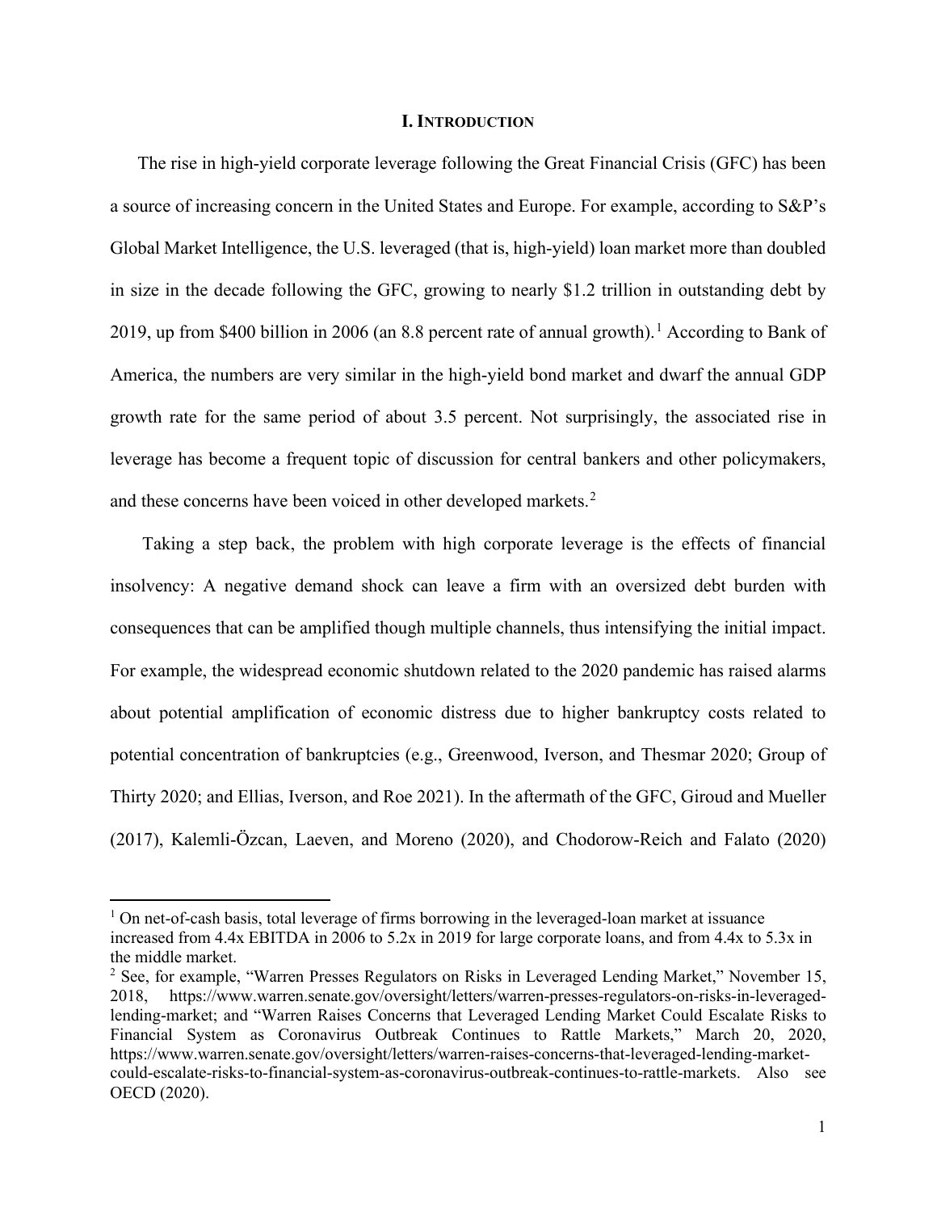## I. INTRODUCTION

The rise in high-yield corporate leverage following the Great Financial Crisis (GFC) has been a source of increasing concern in the United States and Europe. For example, according to S&P's Global Market Intelligence, the U.S. leveraged (that is, high-yield) loan market more than doubled in size in the decade following the GFC, growing to nearly $1.2 trillion in outstanding debt by 2019, up from $400 billion in 2006 (an 8.8 percent rate of annual growth).[1] According to Bank of America, the numbers are very similar in the high-yield bond market and dwarf the annual GDP growth rate for the same period of about 3.5 percent. Not surprisingly, the associated rise in leverage has become a frequent topic of discussion for central bankers and other policymakers, and these concerns have been voiced in other developed markets.[2]

Taking a step back, the problem with high corporate leverage is the effects of financial insolvency: A negative demand shock can leave a firm with an oversized debt burden with consequences that can be amplified though multiple channels, thus intensifying the initial impact. For example, the widespread economic shutdown related to the 2020 pandemic has raised alarms about potential amplification of economic distress due to higher bankruptcy costs related to potential concentration of bankruptcies (e.g., Greenwood, Iverson, and Thesmar 2020; Group of Thirty 2020; and Ellias, Iverson, and Roe 2021). In the aftermath of the GFC, Giroud and Mueller (2017), Kalemli-Özcan, Laeven, and Moreno (2020), and Chodorow-Reich and Falato (2020)

---

[1] On net-of-cash basis, total leverage of firms borrowing in the leveraged-loan market at issuance increased from 4.4x EBITDA in 2006 to 5.2x in 2019 for large corporate loans, and from 4.4x to 5.3x in the middle market.

[2] See, for example, "Warren Presses Regulators on Risks in Leveraged Lending Market," November 15, 2018, https://www.warren.senate.gov/oversight/letters/warren-presses-regulators-on-risks-in-leveraged-lending-market; and "Warren Raises Concerns that Leveraged Lending Market Could Escalate Risks to Financial System as Coronavirus Outbreak Continues to Rattle Markets," March 20, 2020, https://www.warren.senate.gov/oversight/letters/warren-raises-concerns-that-leveraged-lending-market-could-escalate-risks-to-financial-system-as-coronavirus-outbreak-continues-to-rattle-markets. Also see OECD (2020).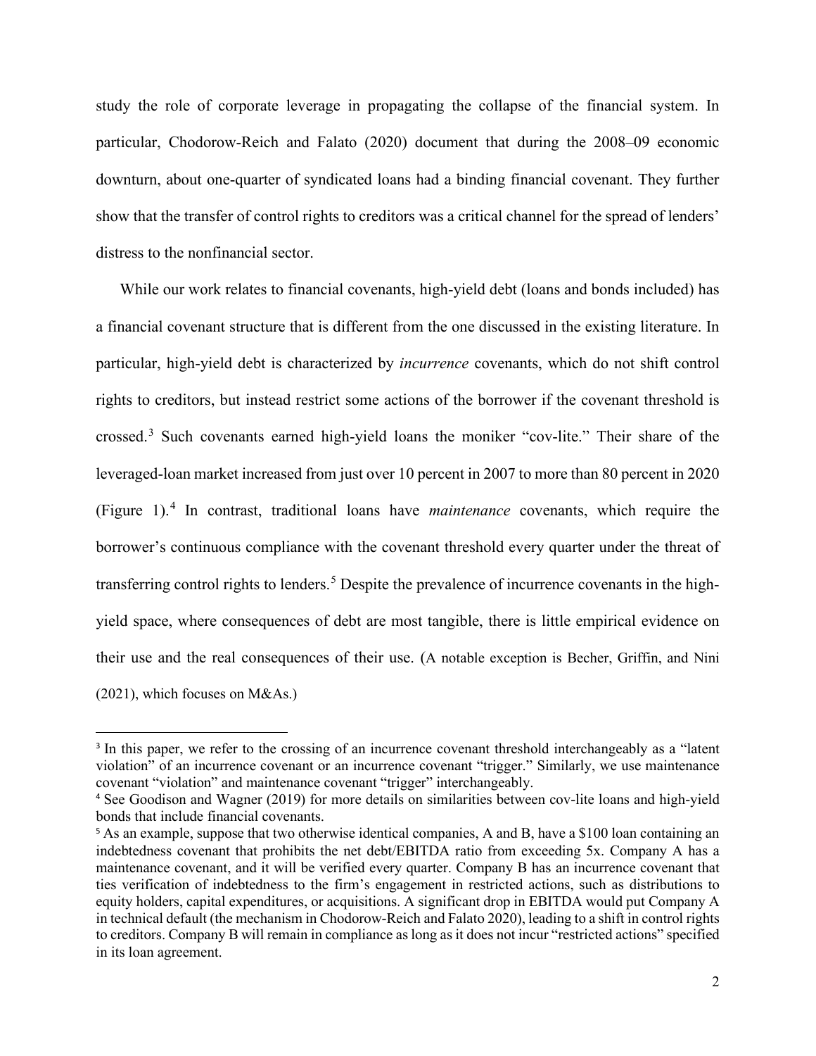study the role of corporate leverage in propagating the collapse of the financial system. In particular, Chodorow-Reich and Falato (2020) document that during the 2008–09 economic downturn, about one-quarter of syndicated loans had a binding financial covenant. They further show that the transfer of control rights to creditors was a critical channel for the spread of lenders' distress to the nonfinancial sector.

While our work relates to financial covenants, high-yield debt (loans and bonds included) has a financial covenant structure that is different from the one discussed in the existing literature. In particular, high-yield debt is characterized by *incurrence* covenants, which do not shift control rights to creditors, but instead restrict some actions of the borrower if the covenant threshold is crossed.[3] Such covenants earned high-yield loans the moniker "cov-lite." Their share of the leveraged-loan market increased from just over 10 percent in 2007 to more than 80 percent in 2020 (Figure 1).[4] In contrast, traditional loans have *maintenance* covenants, which require the borrower's continuous compliance with the covenant threshold every quarter under the threat of transferring control rights to lenders.[5] Despite the prevalence of incurrence covenants in the high-yield space, where consequences of debt are most tangible, there is little empirical evidence on their use and the real consequences of their use. (A notable exception is Becher, Griffin, and Nini (2021), which focuses on M&As.)

---

[3] In this paper, we refer to the crossing of an incurrence covenant threshold interchangeably as a "latent violation" of an incurrence covenant or an incurrence covenant "trigger." Similarly, we use maintenance covenant "violation" and maintenance covenant "trigger" interchangeably.

[4] See Goodison and Wagner (2019) for more details on similarities between cov-lite loans and high-yield bonds that include financial covenants.

[5] As an example, suppose that two otherwise identical companies, A and B, have a $100 loan containing an indebtedness covenant that prohibits the net debt/EBITDA ratio from exceeding 5x. Company A has a maintenance covenant, and it will be verified every quarter. Company B has an incurrence covenant that ties verification of indebtedness to the firm's engagement in restricted actions, such as distributions to equity holders, capital expenditures, or acquisitions. A significant drop in EBITDA would put Company A in technical default (the mechanism in Chodorow-Reich and Falato 2020), leading to a shift in control rights to creditors. Company B will remain in compliance as long as it does not incur "restricted actions" specified in its loan agreement.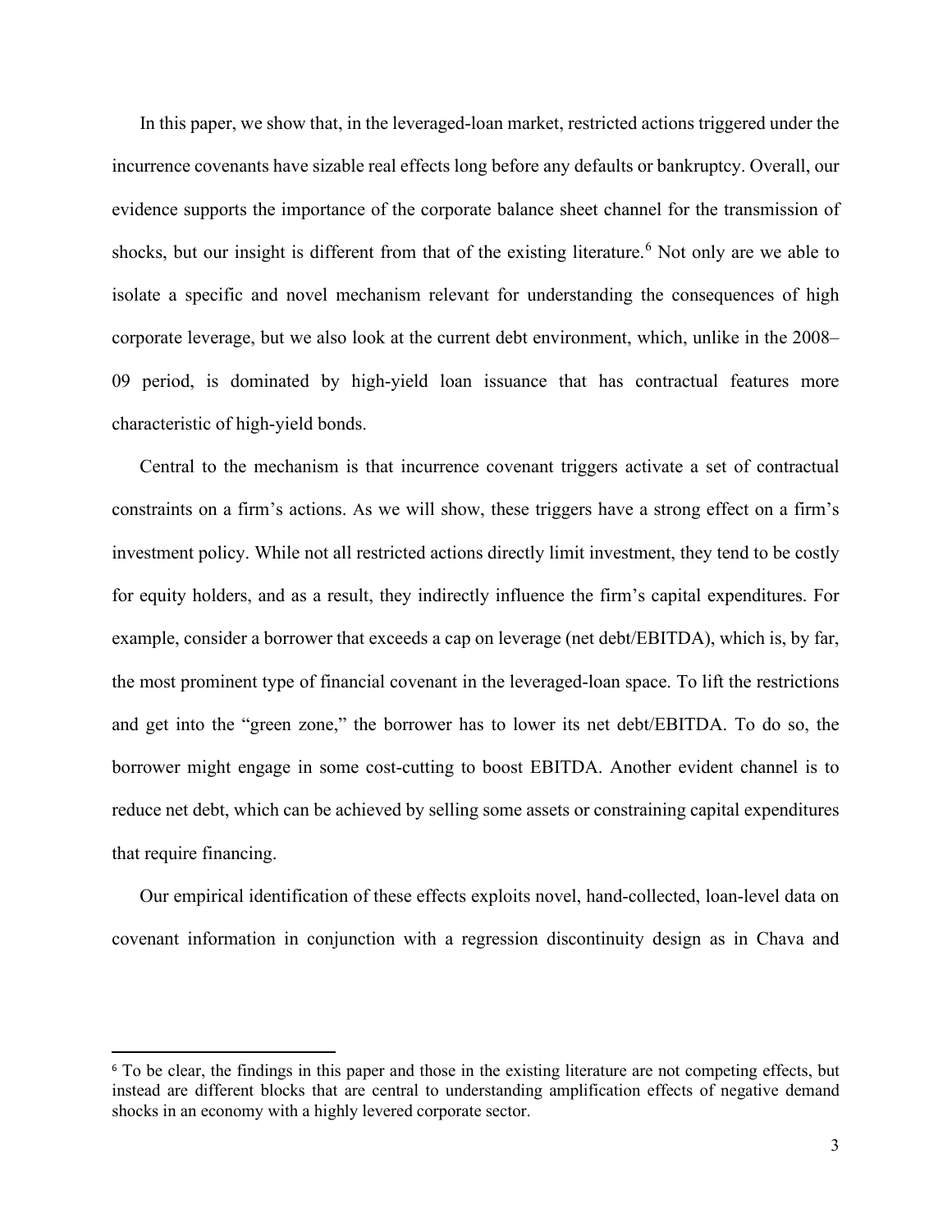In this paper, we show that, in the leveraged-loan market, restricted actions triggered under the incurrence covenants have sizable real effects long before any defaults or bankruptcy. Overall, our evidence supports the importance of the corporate balance sheet channel for the transmission of shocks, but our insight is different from that of the existing literature.[6] Not only are we able to isolate a specific and novel mechanism relevant for understanding the consequences of high corporate leverage, but we also look at the current debt environment, which, unlike in the 2008–09 period, is dominated by high-yield loan issuance that has contractual features more characteristic of high-yield bonds.

Central to the mechanism is that incurrence covenant triggers activate a set of contractual constraints on a firm's actions. As we will show, these triggers have a strong effect on a firm's investment policy. While not all restricted actions directly limit investment, they tend to be costly for equity holders, and as a result, they indirectly influence the firm's capital expenditures. For example, consider a borrower that exceeds a cap on leverage (net debt/EBITDA), which is, by far, the most prominent type of financial covenant in the leveraged-loan space. To lift the restrictions and get into the "green zone," the borrower has to lower its net debt/EBITDA. To do so, the borrower might engage in some cost-cutting to boost EBITDA. Another evident channel is to reduce net debt, which can be achieved by selling some assets or constraining capital expenditures that require financing.

Our empirical identification of these effects exploits novel, hand-collected, loan-level data on covenant information in conjunction with a regression discontinuity design as in Chava and

[6] To be clear, the findings in this paper and those in the existing literature are not competing effects, but instead are different blocks that are central to understanding amplification effects of negative demand shocks in an economy with a highly levered corporate sector.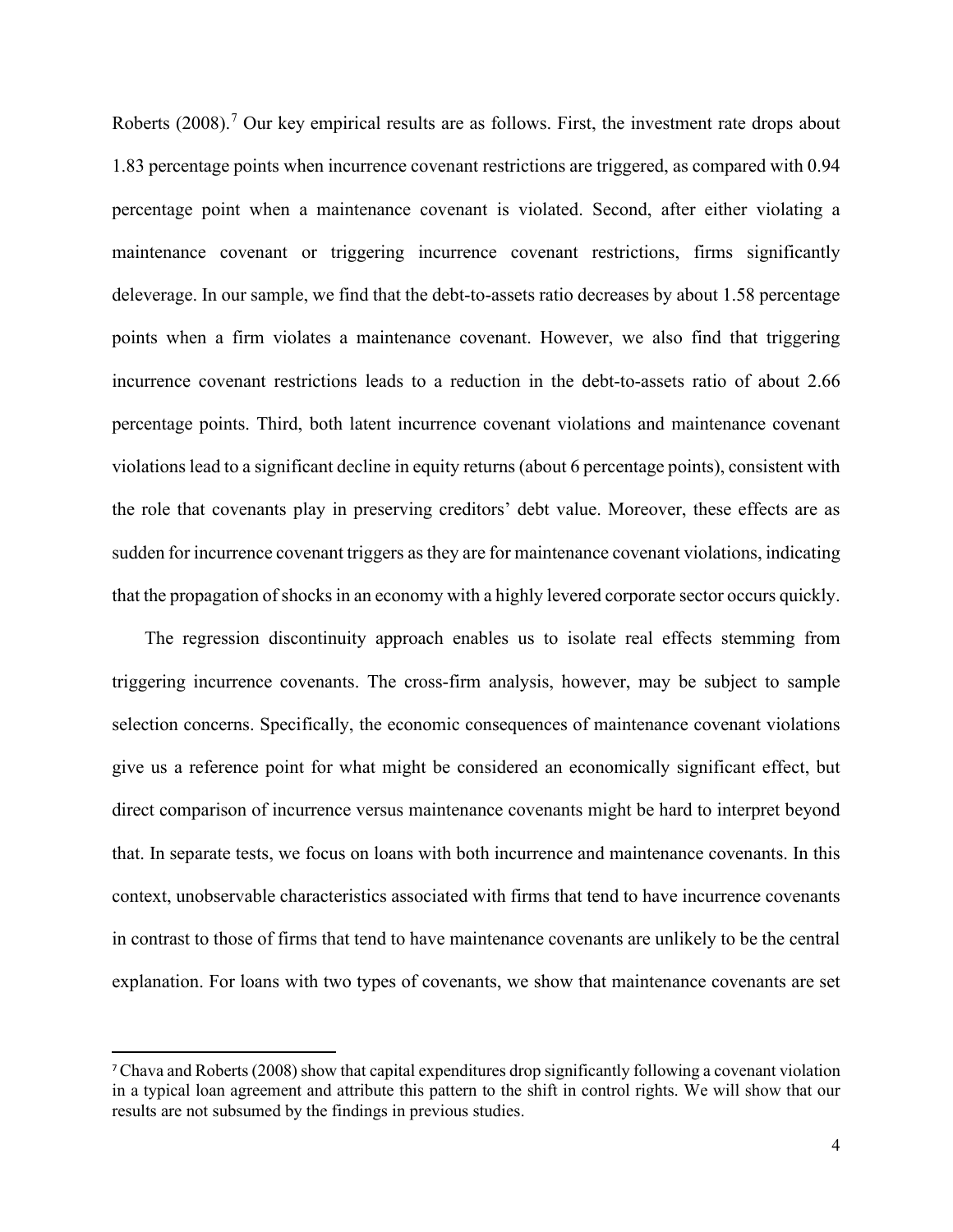Roberts (2008).[7] Our key empirical results are as follows. First, the investment rate drops about 1.83 percentage points when incurrence covenant restrictions are triggered, as compared with 0.94 percentage point when a maintenance covenant is violated. Second, after either violating a maintenance covenant or triggering incurrence covenant restrictions, firms significantly deleverage. In our sample, we find that the debt-to-assets ratio decreases by about 1.58 percentage points when a firm violates a maintenance covenant. However, we also find that triggering incurrence covenant restrictions leads to a reduction in the debt-to-assets ratio of about 2.66 percentage points. Third, both latent incurrence covenant violations and maintenance covenant violations lead to a significant decline in equity returns (about 6 percentage points), consistent with the role that covenants play in preserving creditors' debt value. Moreover, these effects are as sudden for incurrence covenant triggers as they are for maintenance covenant violations, indicating that the propagation of shocks in an economy with a highly levered corporate sector occurs quickly.

The regression discontinuity approach enables us to isolate real effects stemming from triggering incurrence covenants. The cross-firm analysis, however, may be subject to sample selection concerns. Specifically, the economic consequences of maintenance covenant violations give us a reference point for what might be considered an economically significant effect, but direct comparison of incurrence versus maintenance covenants might be hard to interpret beyond that. In separate tests, we focus on loans with both incurrence and maintenance covenants. In this context, unobservable characteristics associated with firms that tend to have incurrence covenants in contrast to those of firms that tend to have maintenance covenants are unlikely to be the central explanation. For loans with two types of covenants, we show that maintenance covenants are set

[7] Chava and Roberts (2008) show that capital expenditures drop significantly following a covenant violation in a typical loan agreement and attribute this pattern to the shift in control rights. We will show that our results are not subsumed by the findings in previous studies.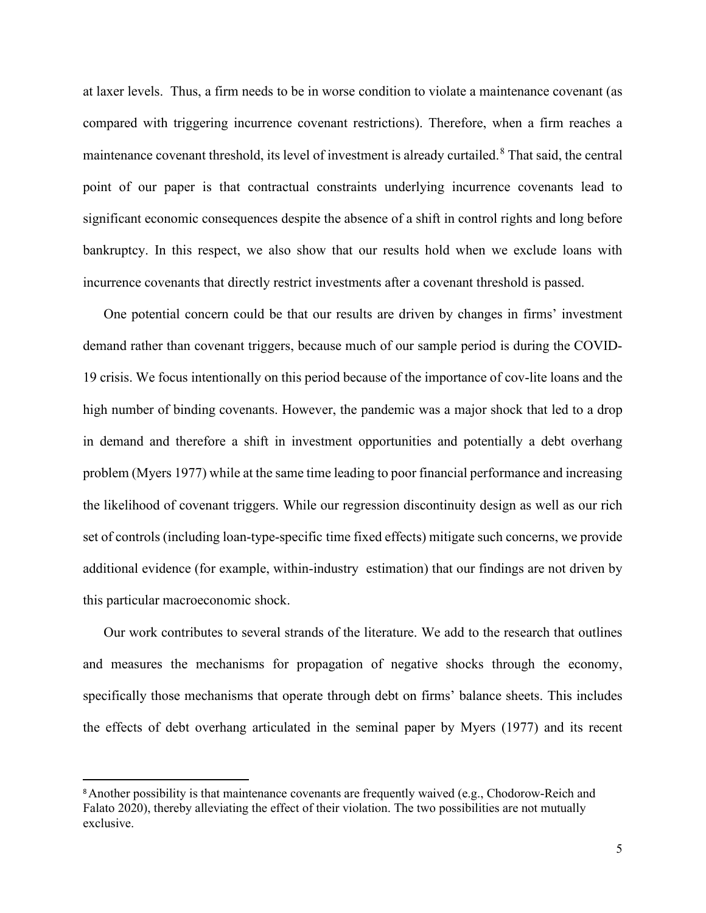at laxer levels. Thus, a firm needs to be in worse condition to violate a maintenance covenant (as compared with triggering incurrence covenant restrictions). Therefore, when a firm reaches a maintenance covenant threshold, its level of investment is already curtailed.[8] That said, the central point of our paper is that contractual constraints underlying incurrence covenants lead to significant economic consequences despite the absence of a shift in control rights and long before bankruptcy. In this respect, we also show that our results hold when we exclude loans with incurrence covenants that directly restrict investments after a covenant threshold is passed.

One potential concern could be that our results are driven by changes in firms' investment demand rather than covenant triggers, because much of our sample period is during the COVID-19 crisis. We focus intentionally on this period because of the importance of cov-lite loans and the high number of binding covenants. However, the pandemic was a major shock that led to a drop in demand and therefore a shift in investment opportunities and potentially a debt overhang problem (Myers 1977) while at the same time leading to poor financial performance and increasing the likelihood of covenant triggers. While our regression discontinuity design as well as our rich set of controls (including loan-type-specific time fixed effects) mitigate such concerns, we provide additional evidence (for example, within-industry estimation) that our findings are not driven by this particular macroeconomic shock.

Our work contributes to several strands of the literature. We add to the research that outlines and measures the mechanisms for propagation of negative shocks through the economy, specifically those mechanisms that operate through debt on firms' balance sheets. This includes the effects of debt overhang articulated in the seminal paper by Myers (1977) and its recent

[8] Another possibility is that maintenance covenants are frequently waived (e.g., Chodorow-Reich and Falato 2020), thereby alleviating the effect of their violation. The two possibilities are not mutually exclusive.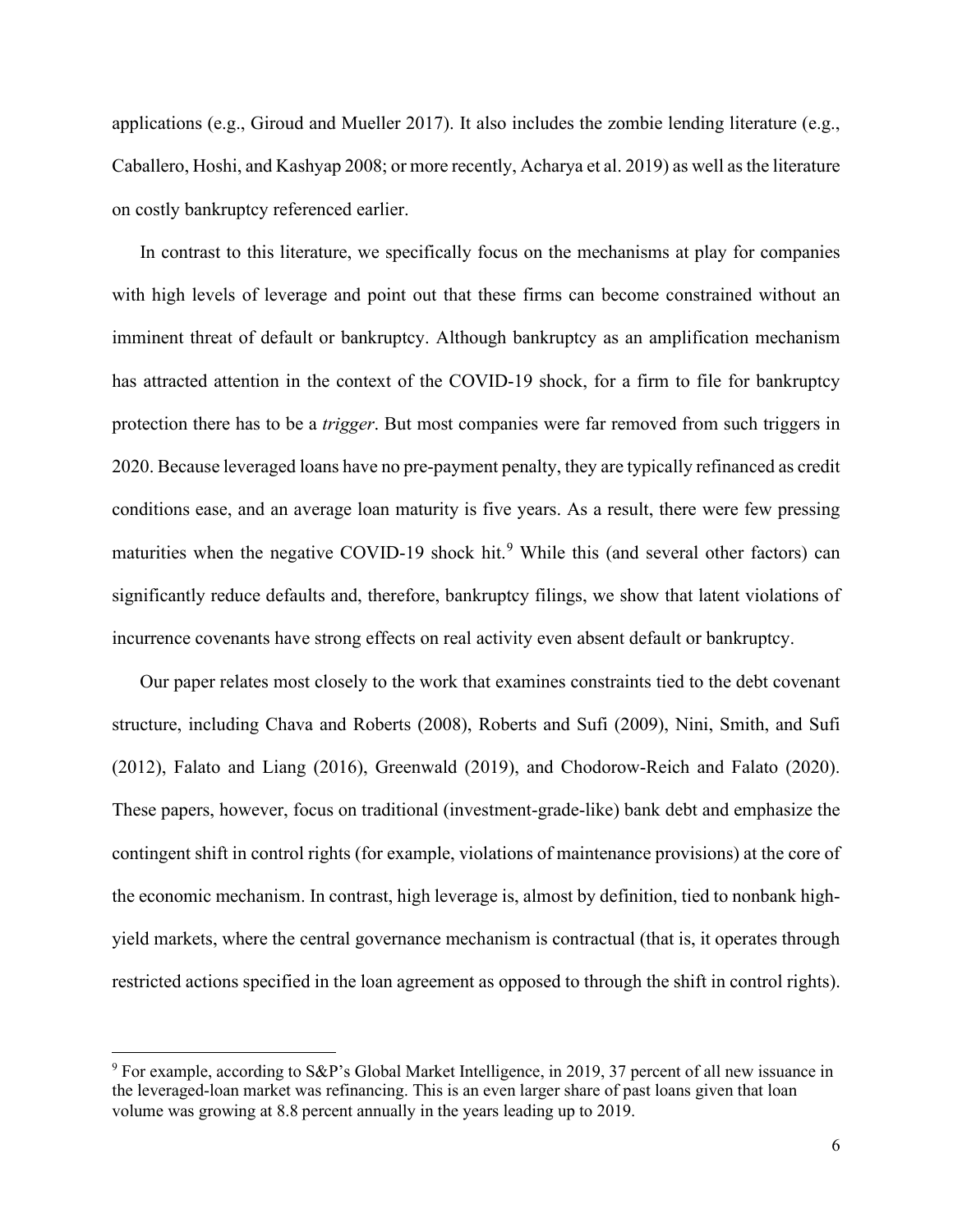applications (e.g., Giroud and Mueller 2017). It also includes the zombie lending literature (e.g., Caballero, Hoshi, and Kashyap 2008; or more recently, Acharya et al. 2019) as well as the literature on costly bankruptcy referenced earlier.

In contrast to this literature, we specifically focus on the mechanisms at play for companies with high levels of leverage and point out that these firms can become constrained without an imminent threat of default or bankruptcy. Although bankruptcy as an amplification mechanism has attracted attention in the context of the COVID-19 shock, for a firm to file for bankruptcy protection there has to be a *trigger*. But most companies were far removed from such triggers in 2020. Because leveraged loans have no pre-payment penalty, they are typically refinanced as credit conditions ease, and an average loan maturity is five years. As a result, there were few pressing maturities when the negative COVID-19 shock hit.[9] While this (and several other factors) can significantly reduce defaults and, therefore, bankruptcy filings, we show that latent violations of incurrence covenants have strong effects on real activity even absent default or bankruptcy.

Our paper relates most closely to the work that examines constraints tied to the debt covenant structure, including Chava and Roberts (2008), Roberts and Sufi (2009), Nini, Smith, and Sufi (2012), Falato and Liang (2016), Greenwald (2019), and Chodorow-Reich and Falato (2020). These papers, however, focus on traditional (investment-grade-like) bank debt and emphasize the contingent shift in control rights (for example, violations of maintenance provisions) at the core of the economic mechanism. In contrast, high leverage is, almost by definition, tied to nonbank high-yield markets, where the central governance mechanism is contractual (that is, it operates through restricted actions specified in the loan agreement as opposed to through the shift in control rights).

[9] For example, according to S&P's Global Market Intelligence, in 2019, 37 percent of all new issuance in the leveraged-loan market was refinancing. This is an even larger share of past loans given that loan volume was growing at 8.8 percent annually in the years leading up to 2019.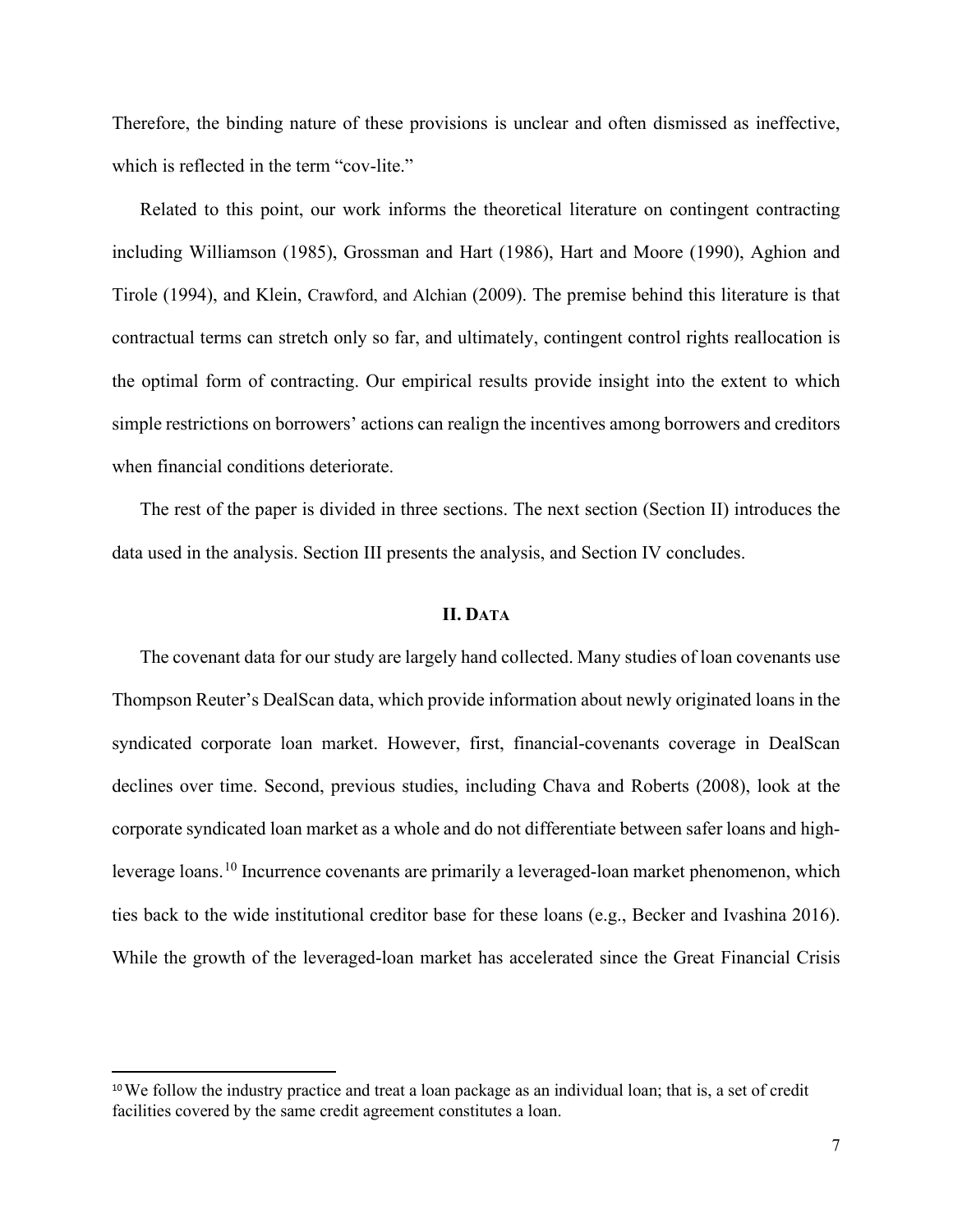Therefore, the binding nature of these provisions is unclear and often dismissed as ineffective, which is reflected in the term "cov-lite."

Related to this point, our work informs the theoretical literature on contingent contracting including Williamson (1985), Grossman and Hart (1986), Hart and Moore (1990), Aghion and Tirole (1994), and Klein, Crawford, and Alchian (2009). The premise behind this literature is that contractual terms can stretch only so far, and ultimately, contingent control rights reallocation is the optimal form of contracting. Our empirical results provide insight into the extent to which simple restrictions on borrowers' actions can realign the incentives among borrowers and creditors when financial conditions deteriorate.

The rest of the paper is divided in three sections. The next section (Section II) introduces the data used in the analysis. Section III presents the analysis, and Section IV concludes.

## II. DATA

The covenant data for our study are largely hand collected. Many studies of loan covenants use Thompson Reuter's DealScan data, which provide information about newly originated loans in the syndicated corporate loan market. However, first, financial-covenants coverage in DealScan declines over time. Second, previous studies, including Chava and Roberts (2008), look at the corporate syndicated loan market as a whole and do not differentiate between safer loans and high-leverage loans.[10] Incurrence covenants are primarily a leveraged-loan market phenomenon, which ties back to the wide institutional creditor base for these loans (e.g., Becker and Ivashina 2016). While the growth of the leveraged-loan market has accelerated since the Great Financial Crisis

[10] We follow the industry practice and treat a loan package as an individual loan; that is, a set of credit facilities covered by the same credit agreement constitutes a loan.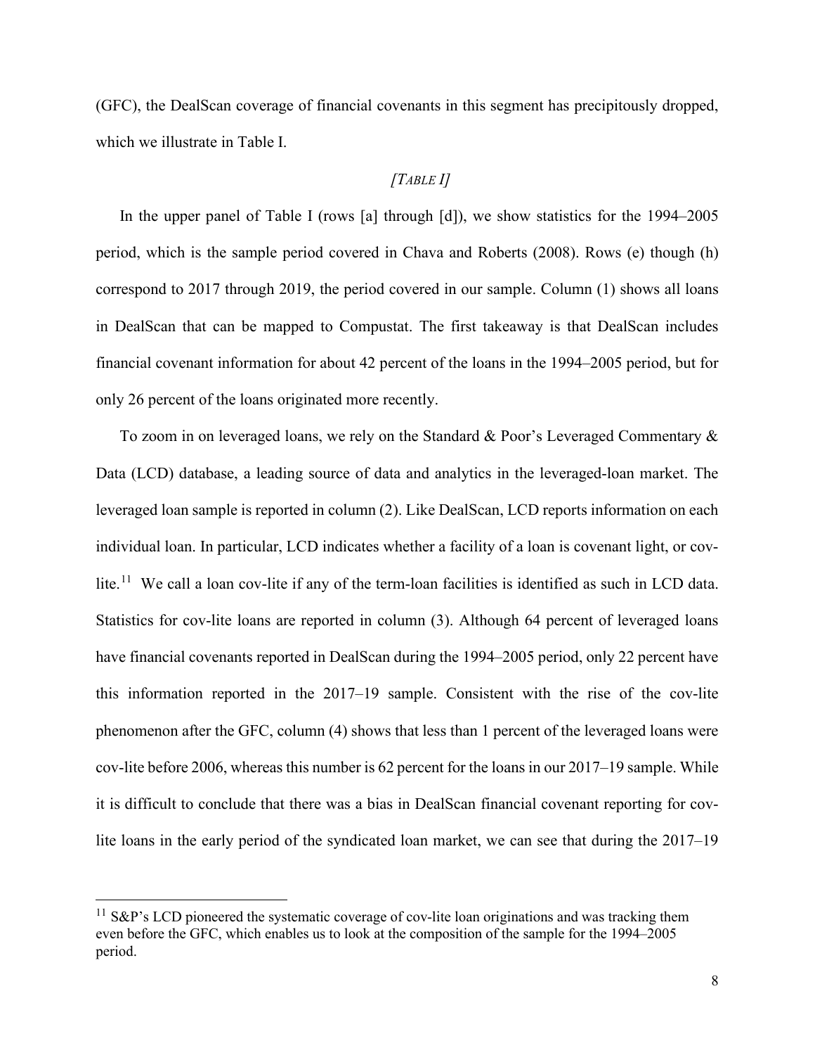(GFC), the DealScan coverage of financial covenants in this segment has precipitously dropped, which we illustrate in Table I.

*[TABLE I]*

In the upper panel of Table I (rows [a] through [d]), we show statistics for the 1994–2005 period, which is the sample period covered in Chava and Roberts (2008). Rows (e) though (h) correspond to 2017 through 2019, the period covered in our sample. Column (1) shows all loans in DealScan that can be mapped to Compustat. The first takeaway is that DealScan includes financial covenant information for about 42 percent of the loans in the 1994–2005 period, but for only 26 percent of the loans originated more recently.

To zoom in on leveraged loans, we rely on the Standard & Poor's Leveraged Commentary & Data (LCD) database, a leading source of data and analytics in the leveraged-loan market. The leveraged loan sample is reported in column (2). Like DealScan, LCD reports information on each individual loan. In particular, LCD indicates whether a facility of a loan is covenant light, or cov-lite.[11] We call a loan cov-lite if any of the term-loan facilities is identified as such in LCD data. Statistics for cov-lite loans are reported in column (3). Although 64 percent of leveraged loans have financial covenants reported in DealScan during the 1994–2005 period, only 22 percent have this information reported in the 2017–19 sample. Consistent with the rise of the cov-lite phenomenon after the GFC, column (4) shows that less than 1 percent of the leveraged loans were cov-lite before 2006, whereas this number is 62 percent for the loans in our 2017–19 sample. While it is difficult to conclude that there was a bias in DealScan financial covenant reporting for cov-lite loans in the early period of the syndicated loan market, we can see that during the 2017–19

[11] S&P's LCD pioneered the systematic coverage of cov-lite loan originations and was tracking them even before the GFC, which enables us to look at the composition of the sample for the 1994–2005 period.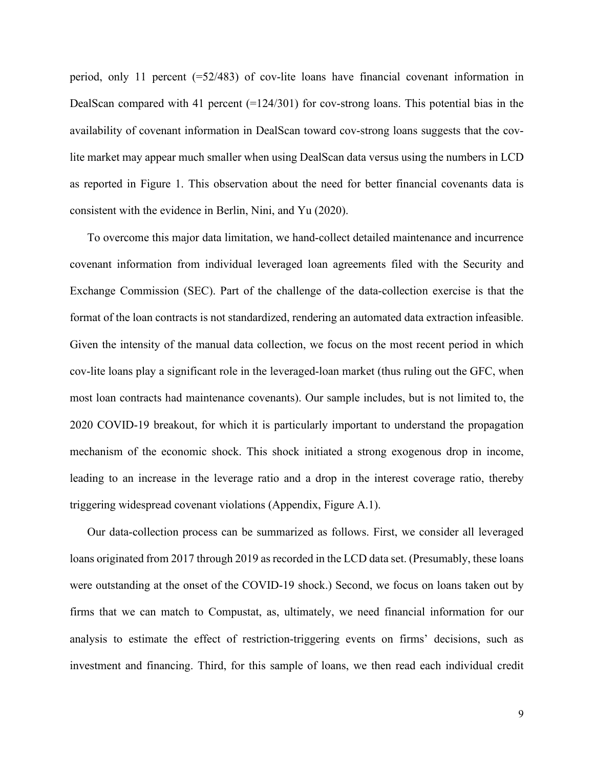period, only 11 percent (=52/483) of cov-lite loans have financial covenant information in DealScan compared with 41 percent (=124/301) for cov-strong loans. This potential bias in the availability of covenant information in DealScan toward cov-strong loans suggests that the cov-lite market may appear much smaller when using DealScan data versus using the numbers in LCD as reported in Figure 1. This observation about the need for better financial covenants data is consistent with the evidence in Berlin, Nini, and Yu (2020).

To overcome this major data limitation, we hand-collect detailed maintenance and incurrence covenant information from individual leveraged loan agreements filed with the Security and Exchange Commission (SEC). Part of the challenge of the data-collection exercise is that the format of the loan contracts is not standardized, rendering an automated data extraction infeasible. Given the intensity of the manual data collection, we focus on the most recent period in which cov-lite loans play a significant role in the leveraged-loan market (thus ruling out the GFC, when most loan contracts had maintenance covenants). Our sample includes, but is not limited to, the 2020 COVID-19 breakout, for which it is particularly important to understand the propagation mechanism of the economic shock. This shock initiated a strong exogenous drop in income, leading to an increase in the leverage ratio and a drop in the interest coverage ratio, thereby triggering widespread covenant violations (Appendix, Figure A.1).

Our data-collection process can be summarized as follows. First, we consider all leveraged loans originated from 2017 through 2019 as recorded in the LCD data set. (Presumably, these loans were outstanding at the onset of the COVID-19 shock.) Second, we focus on loans taken out by firms that we can match to Compustat, as, ultimately, we need financial information for our analysis to estimate the effect of restriction-triggering events on firms' decisions, such as investment and financing. Third, for this sample of loans, we then read each individual credit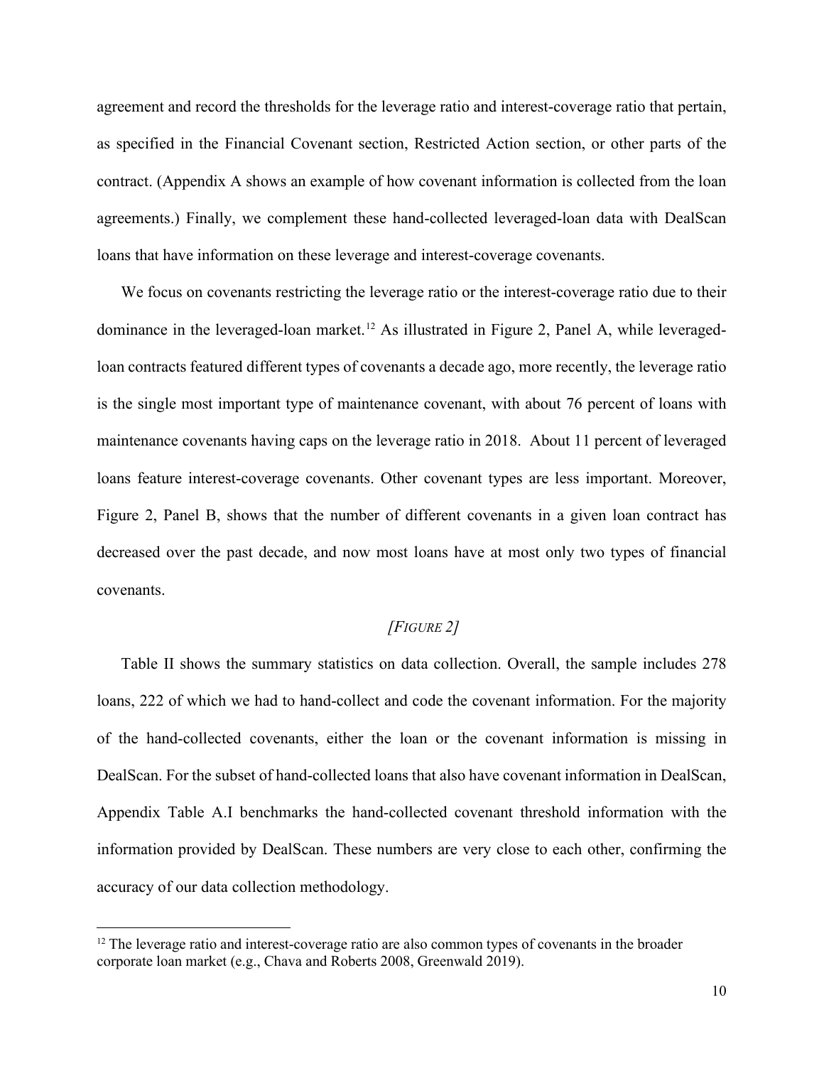agreement and record the thresholds for the leverage ratio and interest-coverage ratio that pertain, as specified in the Financial Covenant section, Restricted Action section, or other parts of the contract. (Appendix A shows an example of how covenant information is collected from the loan agreements.) Finally, we complement these hand-collected leveraged-loan data with DealScan loans that have information on these leverage and interest-coverage covenants.

We focus on covenants restricting the leverage ratio or the interest-coverage ratio due to their dominance in the leveraged-loan market.[12] As illustrated in Figure 2, Panel A, while leveraged-loan contracts featured different types of covenants a decade ago, more recently, the leverage ratio is the single most important type of maintenance covenant, with about 76 percent of loans with maintenance covenants having caps on the leverage ratio in 2018. About 11 percent of leveraged loans feature interest-coverage covenants. Other covenant types are less important. Moreover, Figure 2, Panel B, shows that the number of different covenants in a given loan contract has decreased over the past decade, and now most loans have at most only two types of financial covenants.

*[FIGURE 2]*

Table II shows the summary statistics on data collection. Overall, the sample includes 278 loans, 222 of which we had to hand-collect and code the covenant information. For the majority of the hand-collected covenants, either the loan or the covenant information is missing in DealScan. For the subset of hand-collected loans that also have covenant information in DealScan, Appendix Table A.I benchmarks the hand-collected covenant threshold information with the information provided by DealScan. These numbers are very close to each other, confirming the accuracy of our data collection methodology.

[12] The leverage ratio and interest-coverage ratio are also common types of covenants in the broader corporate loan market (e.g., Chava and Roberts 2008, Greenwald 2019).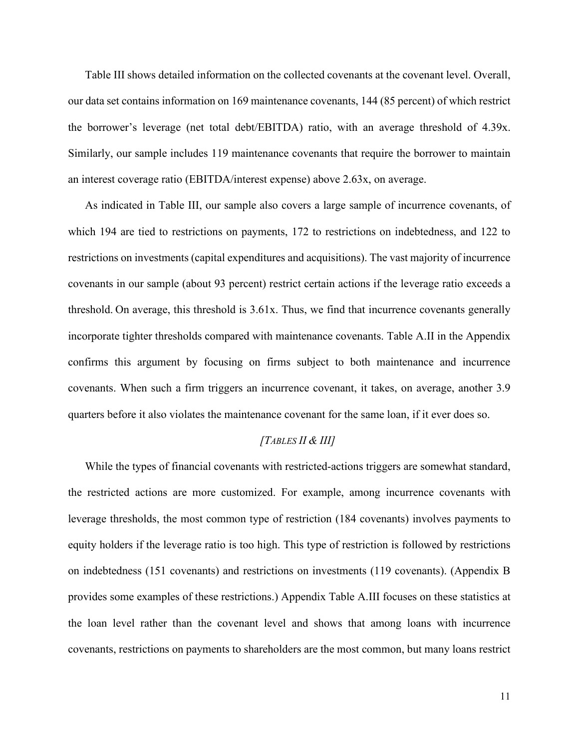Table III shows detailed information on the collected covenants at the covenant level. Overall, our data set contains information on 169 maintenance covenants, 144 (85 percent) of which restrict the borrower's leverage (net total debt/EBITDA) ratio, with an average threshold of 4.39x. Similarly, our sample includes 119 maintenance covenants that require the borrower to maintain an interest coverage ratio (EBITDA/interest expense) above 2.63x, on average.

As indicated in Table III, our sample also covers a large sample of incurrence covenants, of which 194 are tied to restrictions on payments, 172 to restrictions on indebtedness, and 122 to restrictions on investments (capital expenditures and acquisitions). The vast majority of incurrence covenants in our sample (about 93 percent) restrict certain actions if the leverage ratio exceeds a threshold. On average, this threshold is 3.61x. Thus, we find that incurrence covenants generally incorporate tighter thresholds compared with maintenance covenants. Table A.II in the Appendix confirms this argument by focusing on firms subject to both maintenance and incurrence covenants. When such a firm triggers an incurrence covenant, it takes, on average, another 3.9 quarters before it also violates the maintenance covenant for the same loan, if it ever does so.

*[TABLES II & III]*

While the types of financial covenants with restricted-actions triggers are somewhat standard, the restricted actions are more customized. For example, among incurrence covenants with leverage thresholds, the most common type of restriction (184 covenants) involves payments to equity holders if the leverage ratio is too high. This type of restriction is followed by restrictions on indebtedness (151 covenants) and restrictions on investments (119 covenants). (Appendix B provides some examples of these restrictions.) Appendix Table A.III focuses on these statistics at the loan level rather than the covenant level and shows that among loans with incurrence covenants, restrictions on payments to shareholders are the most common, but many loans restrict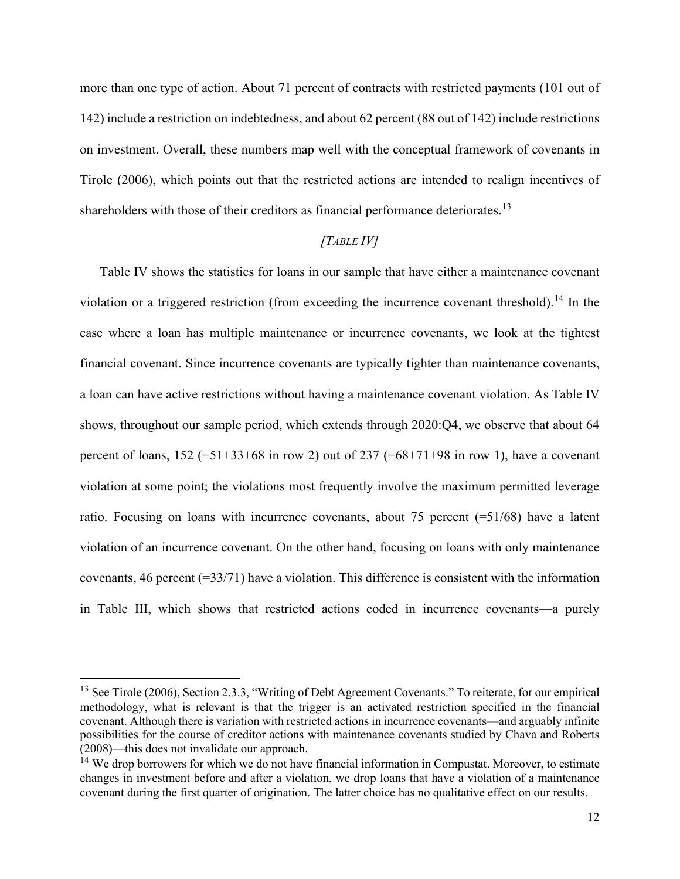more than one type of action. About 71 percent of contracts with restricted payments (101 out of 142) include a restriction on indebtedness, and about 62 percent (88 out of 142) include restrictions on investment. Overall, these numbers map well with the conceptual framework of covenants in Tirole (2006), which points out that the restricted actions are intended to realign incentives of shareholders with those of their creditors as financial performance deteriorates.[13]

*[TABLE IV]*

Table IV shows the statistics for loans in our sample that have either a maintenance covenant violation or a triggered restriction (from exceeding the incurrence covenant threshold).[14] In the case where a loan has multiple maintenance or incurrence covenants, we look at the tightest financial covenant. Since incurrence covenants are typically tighter than maintenance covenants, a loan can have active restrictions without having a maintenance covenant violation. As Table IV shows, throughout our sample period, which extends through 2020:Q4, we observe that about 64 percent of loans, 152 (=51+33+68 in row 2) out of 237 (=68+71+98 in row 1), have a covenant violation at some point; the violations most frequently involve the maximum permitted leverage ratio. Focusing on loans with incurrence covenants, about 75 percent (=51/68) have a latent violation of an incurrence covenant. On the other hand, focusing on loans with only maintenance covenants, 46 percent (=33/71) have a violation. This difference is consistent with the information in Table III, which shows that restricted actions coded in incurrence covenants—a purely

---

[13] See Tirole (2006), Section 2.3.3, "Writing of Debt Agreement Covenants." To reiterate, for our empirical methodology, what is relevant is that the trigger is an activated restriction specified in the financial covenant. Although there is variation with restricted actions in incurrence covenants—and arguably infinite possibilities for the course of creditor actions with maintenance covenants studied by Chava and Roberts (2008)—this does not invalidate our approach.

[14] We drop borrowers for which we do not have financial information in Compustat. Moreover, to estimate changes in investment before and after a violation, we drop loans that have a violation of a maintenance covenant during the first quarter of origination. The latter choice has no qualitative effect on our results.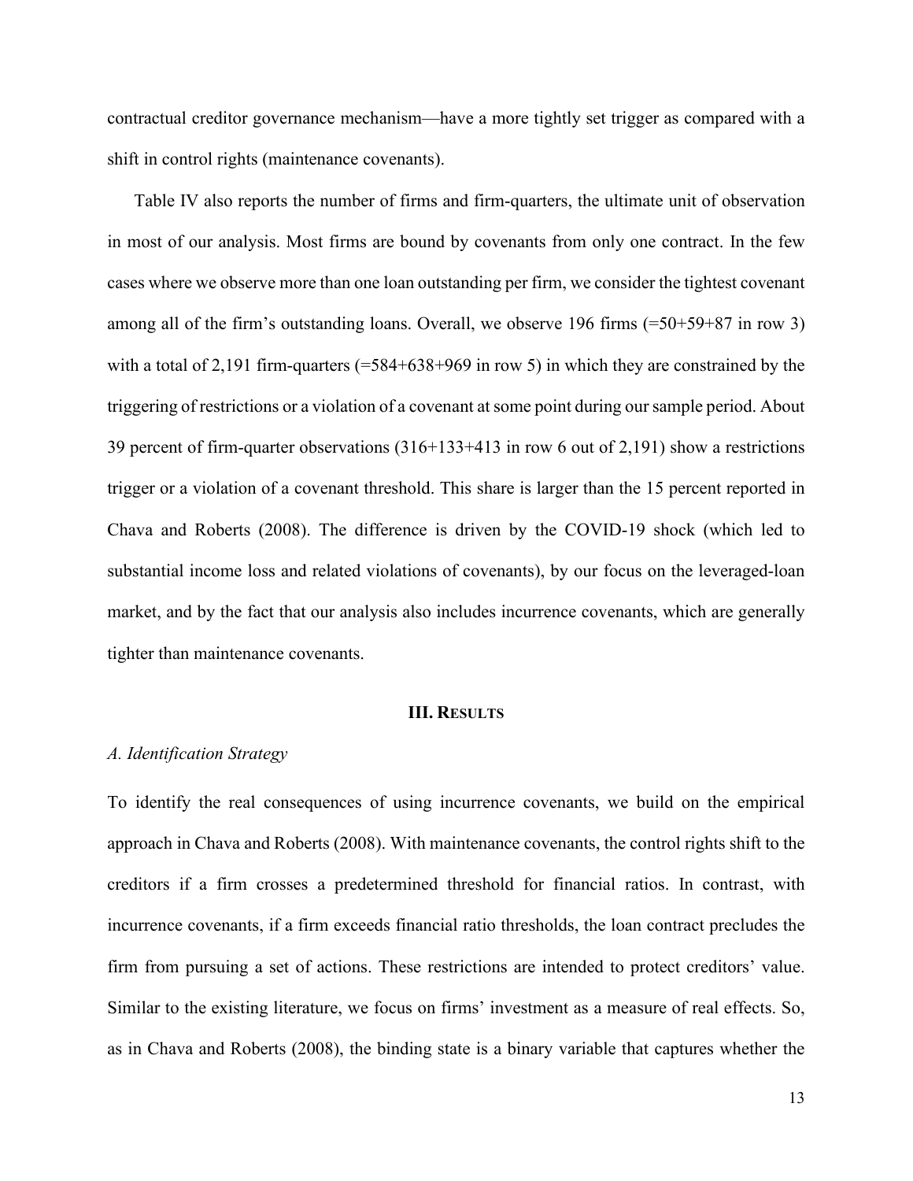contractual creditor governance mechanism—have a more tightly set trigger as compared with a shift in control rights (maintenance covenants).

Table IV also reports the number of firms and firm-quarters, the ultimate unit of observation in most of our analysis. Most firms are bound by covenants from only one contract. In the few cases where we observe more than one loan outstanding per firm, we consider the tightest covenant among all of the firm's outstanding loans. Overall, we observe 196 firms (=50+59+87 in row 3) with a total of 2,191 firm-quarters (=584+638+969 in row 5) in which they are constrained by the triggering of restrictions or a violation of a covenant at some point during our sample period. About 39 percent of firm-quarter observations (316+133+413 in row 6 out of 2,191) show a restrictions trigger or a violation of a covenant threshold. This share is larger than the 15 percent reported in Chava and Roberts (2008). The difference is driven by the COVID-19 shock (which led to substantial income loss and related violations of covenants), by our focus on the leveraged-loan market, and by the fact that our analysis also includes incurrence covenants, which are generally tighter than maintenance covenants.

## III. Results

### *A. Identification Strategy*

To identify the real consequences of using incurrence covenants, we build on the empirical approach in Chava and Roberts (2008). With maintenance covenants, the control rights shift to the creditors if a firm crosses a predetermined threshold for financial ratios. In contrast, with incurrence covenants, if a firm exceeds financial ratio thresholds, the loan contract precludes the firm from pursuing a set of actions. These restrictions are intended to protect creditors' value. Similar to the existing literature, we focus on firms' investment as a measure of real effects. So, as in Chava and Roberts (2008), the binding state is a binary variable that captures whether the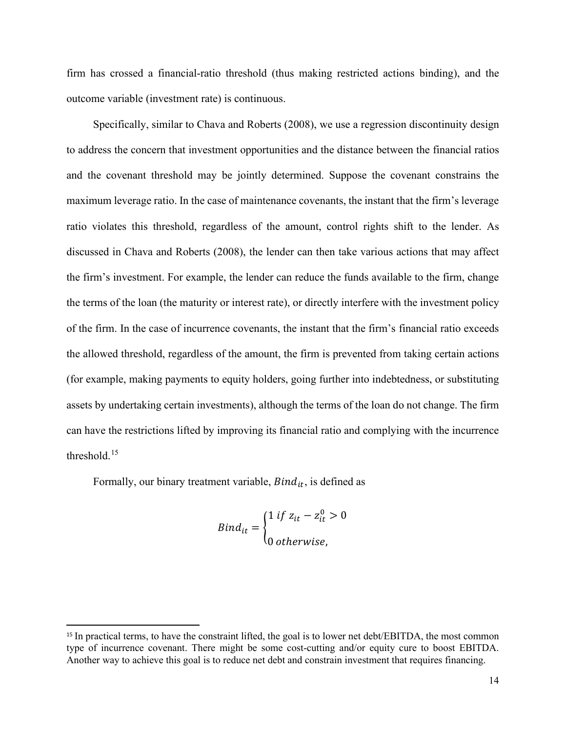firm has crossed a financial-ratio threshold (thus making restricted actions binding), and the outcome variable (investment rate) is continuous.

Specifically, similar to Chava and Roberts (2008), we use a regression discontinuity design to address the concern that investment opportunities and the distance between the financial ratios and the covenant threshold may be jointly determined. Suppose the covenant constrains the maximum leverage ratio. In the case of maintenance covenants, the instant that the firm's leverage ratio violates this threshold, regardless of the amount, control rights shift to the lender. As discussed in Chava and Roberts (2008), the lender can then take various actions that may affect the firm's investment. For example, the lender can reduce the funds available to the firm, change the terms of the loan (the maturity or interest rate), or directly interfere with the investment policy of the firm. In the case of incurrence covenants, the instant that the firm's financial ratio exceeds the allowed threshold, regardless of the amount, the firm is prevented from taking certain actions (for example, making payments to equity holders, going further into indebtedness, or substituting assets by undertaking certain investments), although the terms of the loan do not change. The firm can have the restrictions lifted by improving its financial ratio and complying with the incurrence threshold.[15]

Formally, our binary treatment variable, $Bind_{it}$, is defined as

$$Bind_{it} = \begin{cases} 1 \; if \; z_{it} - z_{it}^{0} > 0 \\ 0 \; otherwise, \end{cases}$$

[15] In practical terms, to have the constraint lifted, the goal is to lower net debt/EBITDA, the most common type of incurrence covenant. There might be some cost-cutting and/or equity cure to boost EBITDA. Another way to achieve this goal is to reduce net debt and constrain investment that requires financing.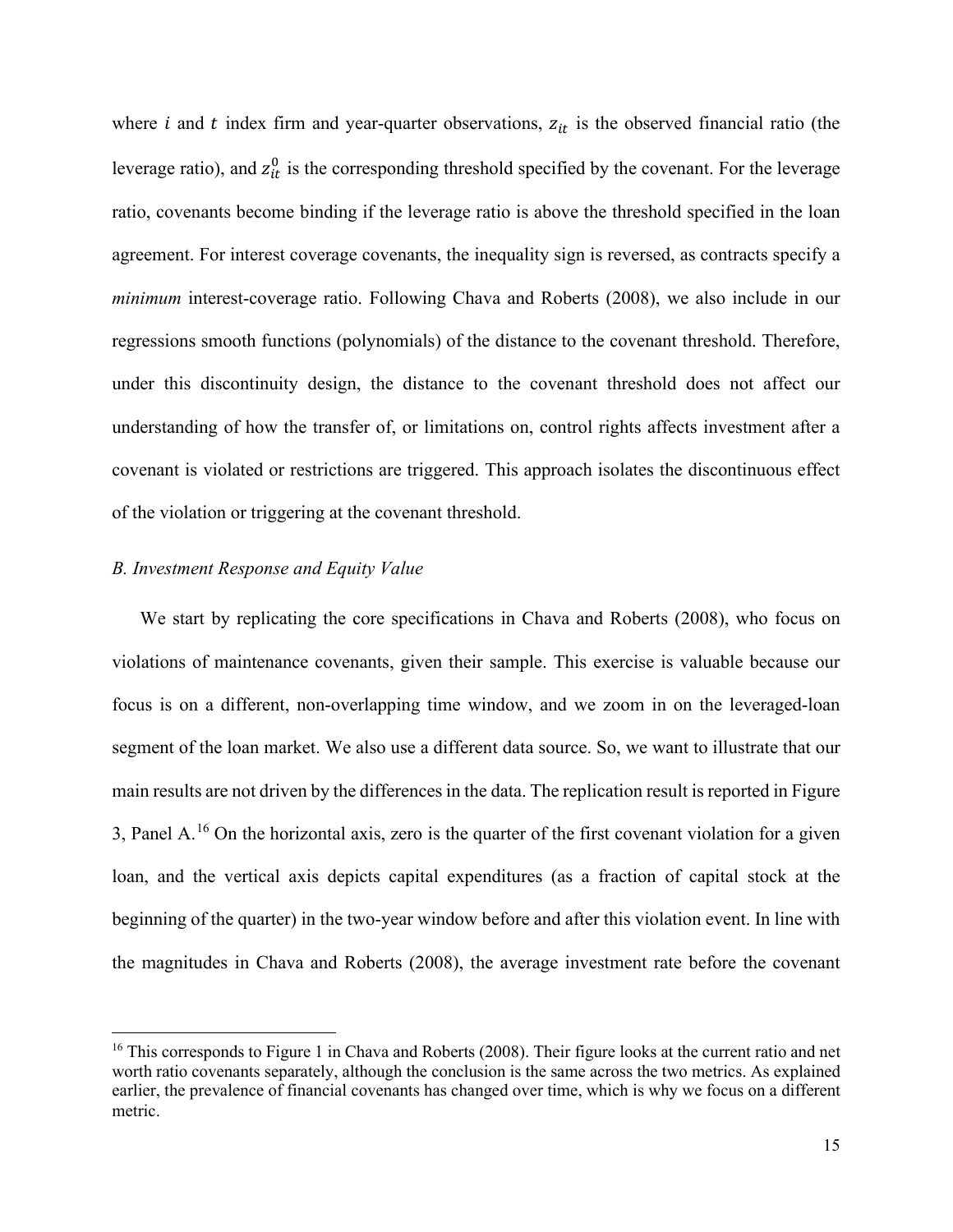where $i$ and $t$ index firm and year-quarter observations, $z_{it}$ is the observed financial ratio (the leverage ratio), and $z_{it}^0$ is the corresponding threshold specified by the covenant. For the leverage ratio, covenants become binding if the leverage ratio is above the threshold specified in the loan agreement. For interest coverage covenants, the inequality sign is reversed, as contracts specify a *minimum* interest-coverage ratio. Following Chava and Roberts (2008), we also include in our regressions smooth functions (polynomials) of the distance to the covenant threshold. Therefore, under this discontinuity design, the distance to the covenant threshold does not affect our understanding of how the transfer of, or limitations on, control rights affects investment after a covenant is violated or restrictions are triggered. This approach isolates the discontinuous effect of the violation or triggering at the covenant threshold.

### *B. Investment Response and Equity Value*

We start by replicating the core specifications in Chava and Roberts (2008), who focus on violations of maintenance covenants, given their sample. This exercise is valuable because our focus is on a different, non-overlapping time window, and we zoom in on the leveraged-loan segment of the loan market. We also use a different data source. So, we want to illustrate that our main results are not driven by the differences in the data. The replication result is reported in Figure 3, Panel A.[16] On the horizontal axis, zero is the quarter of the first covenant violation for a given loan, and the vertical axis depicts capital expenditures (as a fraction of capital stock at the beginning of the quarter) in the two-year window before and after this violation event. In line with the magnitudes in Chava and Roberts (2008), the average investment rate before the covenant

[16] This corresponds to Figure 1 in Chava and Roberts (2008). Their figure looks at the current ratio and net worth ratio covenants separately, although the conclusion is the same across the two metrics. As explained earlier, the prevalence of financial covenants has changed over time, which is why we focus on a different metric.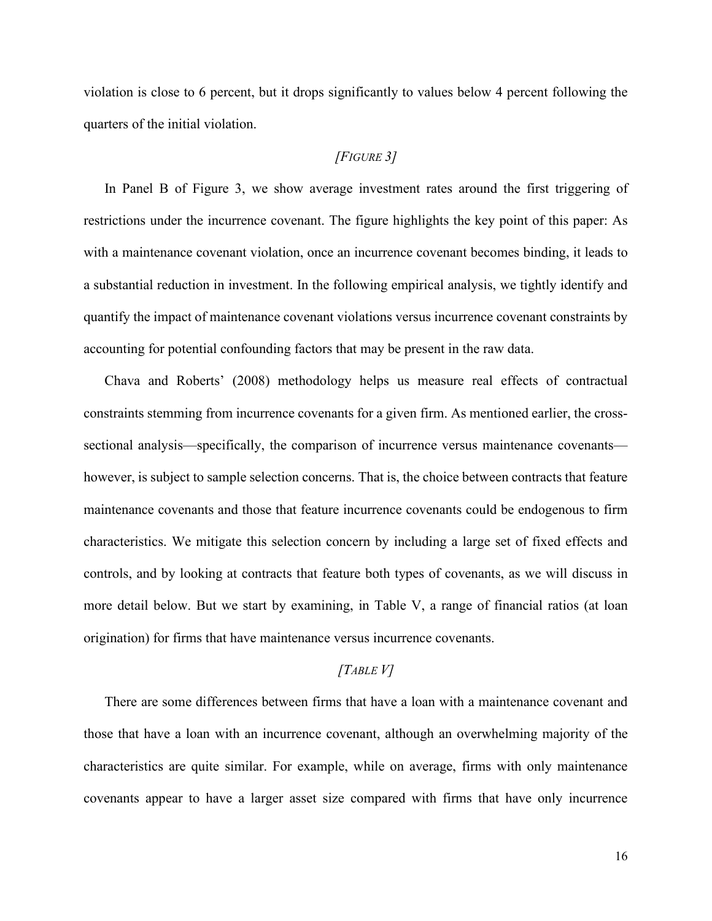violation is close to 6 percent, but it drops significantly to values below 4 percent following the quarters of the initial violation.

*[FIGURE 3]*

In Panel B of Figure 3, we show average investment rates around the first triggering of restrictions under the incurrence covenant. The figure highlights the key point of this paper: As with a maintenance covenant violation, once an incurrence covenant becomes binding, it leads to a substantial reduction in investment. In the following empirical analysis, we tightly identify and quantify the impact of maintenance covenant violations versus incurrence covenant constraints by accounting for potential confounding factors that may be present in the raw data.

Chava and Roberts' (2008) methodology helps us measure real effects of contractual constraints stemming from incurrence covenants for a given firm. As mentioned earlier, the cross-sectional analysis—specifically, the comparison of incurrence versus maintenance covenants—however, is subject to sample selection concerns. That is, the choice between contracts that feature maintenance covenants and those that feature incurrence covenants could be endogenous to firm characteristics. We mitigate this selection concern by including a large set of fixed effects and controls, and by looking at contracts that feature both types of covenants, as we will discuss in more detail below. But we start by examining, in Table V, a range of financial ratios (at loan origination) for firms that have maintenance versus incurrence covenants.

*[TABLE V]*

There are some differences between firms that have a loan with a maintenance covenant and those that have a loan with an incurrence covenant, although an overwhelming majority of the characteristics are quite similar. For example, while on average, firms with only maintenance covenants appear to have a larger asset size compared with firms that have only incurrence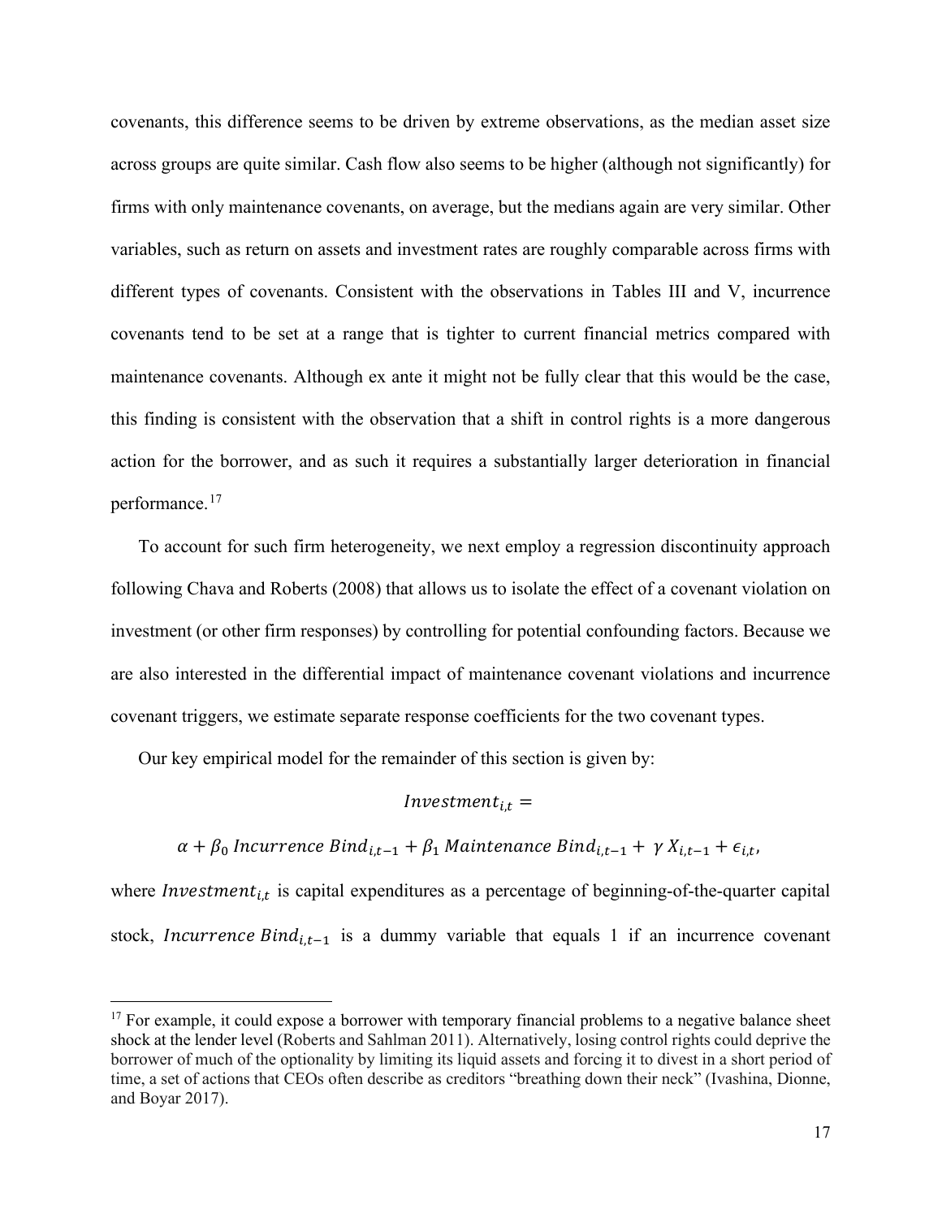covenants, this difference seems to be driven by extreme observations, as the median asset size across groups are quite similar. Cash flow also seems to be higher (although not significantly) for firms with only maintenance covenants, on average, but the medians again are very similar. Other variables, such as return on assets and investment rates are roughly comparable across firms with different types of covenants. Consistent with the observations in Tables III and V, incurrence covenants tend to be set at a range that is tighter to current financial metrics compared with maintenance covenants. Although ex ante it might not be fully clear that this would be the case, this finding is consistent with the observation that a shift in control rights is a more dangerous action for the borrower, and as such it requires a substantially larger deterioration in financial performance.[17]

To account for such firm heterogeneity, we next employ a regression discontinuity approach following Chava and Roberts (2008) that allows us to isolate the effect of a covenant violation on investment (or other firm responses) by controlling for potential confounding factors. Because we are also interested in the differential impact of maintenance covenant violations and incurrence covenant triggers, we estimate separate response coefficients for the two covenant types.

Our key empirical model for the remainder of this section is given by:

$$Investment_{i,t} =$$

$$\alpha + \beta_0 \, Incurrence \ Bind_{i,t-1} + \beta_1 \, Maintenance \ Bind_{i,t-1} + \gamma X_{i,t-1} + \epsilon_{i,t},$$

where $Investment_{i,t}$ is capital expenditures as a percentage of beginning-of-the-quarter capital stock, $Incurrence \ Bind_{i,t-1}$ is a dummy variable that equals 1 if an incurrence covenant

[17] For example, it could expose a borrower with temporary financial problems to a negative balance sheet shock at the lender level (Roberts and Sahlman 2011). Alternatively, losing control rights could deprive the borrower of much of the optionality by limiting its liquid assets and forcing it to divest in a short period of time, a set of actions that CEOs often describe as creditors "breathing down their neck" (Ivashina, Dionne, and Boyar 2017).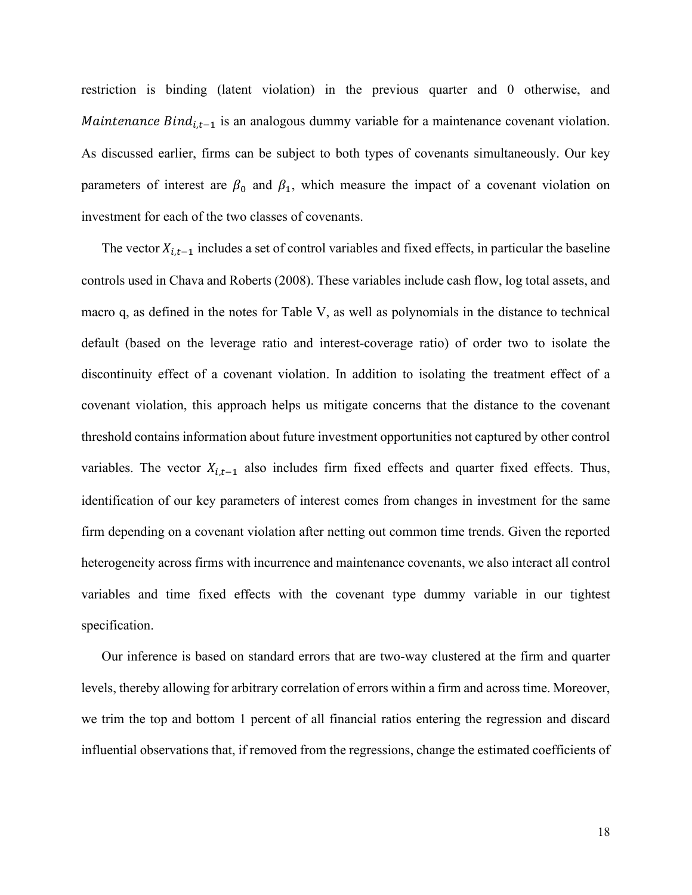restriction is binding (latent violation) in the previous quarter and 0 otherwise, and $Maintenance\ Bind_{i,t-1}$ is an analogous dummy variable for a maintenance covenant violation. As discussed earlier, firms can be subject to both types of covenants simultaneously. Our key parameters of interest are $\beta_0$ and $\beta_1$, which measure the impact of a covenant violation on investment for each of the two classes of covenants.

The vector $X_{i,t-1}$ includes a set of control variables and fixed effects, in particular the baseline controls used in Chava and Roberts (2008). These variables include cash flow, log total assets, and macro q, as defined in the notes for Table V, as well as polynomials in the distance to technical default (based on the leverage ratio and interest-coverage ratio) of order two to isolate the discontinuity effect of a covenant violation. In addition to isolating the treatment effect of a covenant violation, this approach helps us mitigate concerns that the distance to the covenant threshold contains information about future investment opportunities not captured by other control variables. The vector $X_{i,t-1}$ also includes firm fixed effects and quarter fixed effects. Thus, identification of our key parameters of interest comes from changes in investment for the same firm depending on a covenant violation after netting out common time trends. Given the reported heterogeneity across firms with incurrence and maintenance covenants, we also interact all control variables and time fixed effects with the covenant type dummy variable in our tightest specification.

Our inference is based on standard errors that are two-way clustered at the firm and quarter levels, thereby allowing for arbitrary correlation of errors within a firm and across time. Moreover, we trim the top and bottom 1 percent of all financial ratios entering the regression and discard influential observations that, if removed from the regressions, change the estimated coefficients of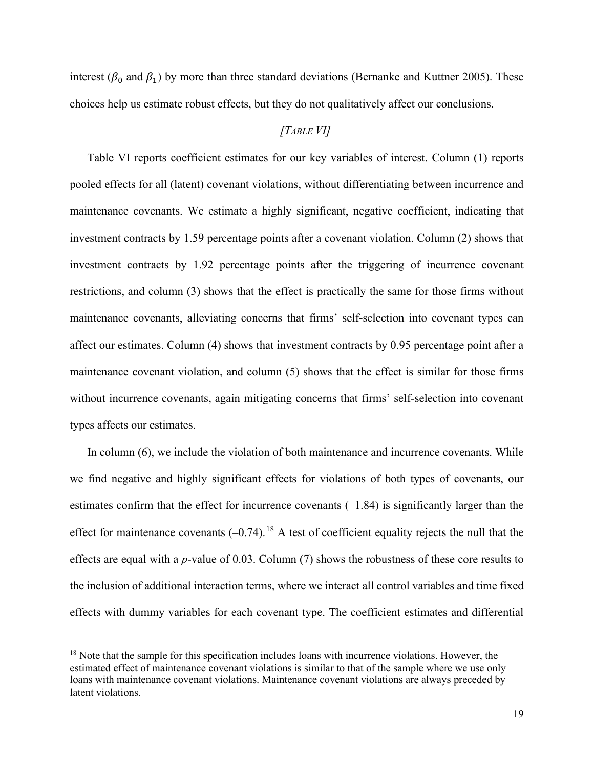interest ($\beta_0$ and $\beta_1$) by more than three standard deviations (Bernanke and Kuttner 2005). These choices help us estimate robust effects, but they do not qualitatively affect our conclusions.

*[TABLE VI]*

Table VI reports coefficient estimates for our key variables of interest. Column (1) reports pooled effects for all (latent) covenant violations, without differentiating between incurrence and maintenance covenants. We estimate a highly significant, negative coefficient, indicating that investment contracts by 1.59 percentage points after a covenant violation. Column (2) shows that investment contracts by 1.92 percentage points after the triggering of incurrence covenant restrictions, and column (3) shows that the effect is practically the same for those firms without maintenance covenants, alleviating concerns that firms' self-selection into covenant types can affect our estimates. Column (4) shows that investment contracts by 0.95 percentage point after a maintenance covenant violation, and column (5) shows that the effect is similar for those firms without incurrence covenants, again mitigating concerns that firms' self-selection into covenant types affects our estimates.

In column (6), we include the violation of both maintenance and incurrence covenants. While we find negative and highly significant effects for violations of both types of covenants, our estimates confirm that the effect for incurrence covenants (–1.84) is significantly larger than the effect for maintenance covenants (–0.74).[18] A test of coefficient equality rejects the null that the effects are equal with a *p*-value of 0.03. Column (7) shows the robustness of these core results to the inclusion of additional interaction terms, where we interact all control variables and time fixed effects with dummy variables for each covenant type. The coefficient estimates and differential

[18] Note that the sample for this specification includes loans with incurrence violations. However, the estimated effect of maintenance covenant violations is similar to that of the sample where we use only loans with maintenance covenant violations. Maintenance covenant violations are always preceded by latent violations.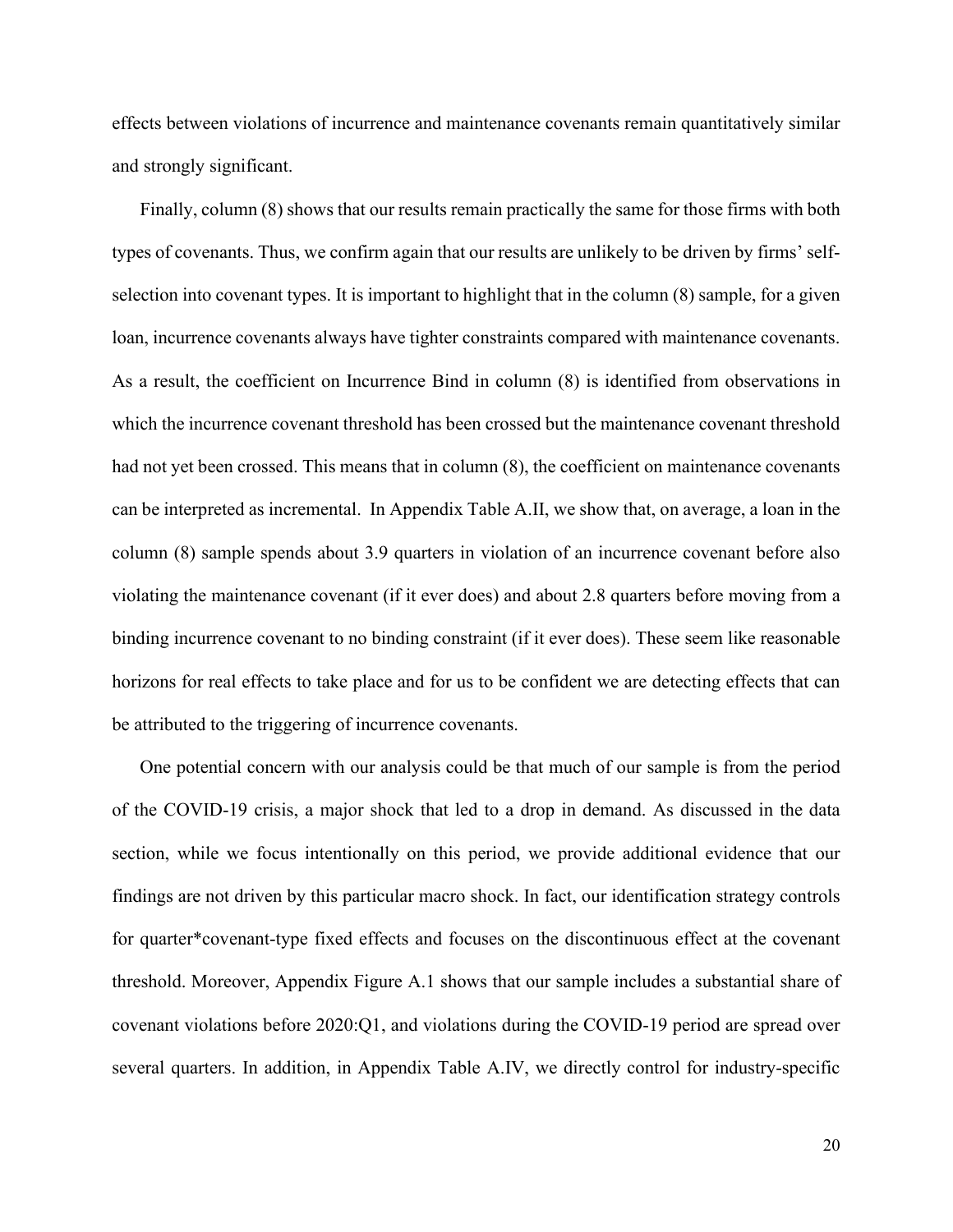effects between violations of incurrence and maintenance covenants remain quantitatively similar and strongly significant.

Finally, column (8) shows that our results remain practically the same for those firms with both types of covenants. Thus, we confirm again that our results are unlikely to be driven by firms' self-selection into covenant types. It is important to highlight that in the column (8) sample, for a given loan, incurrence covenants always have tighter constraints compared with maintenance covenants. As a result, the coefficient on Incurrence Bind in column (8) is identified from observations in which the incurrence covenant threshold has been crossed but the maintenance covenant threshold had not yet been crossed. This means that in column (8), the coefficient on maintenance covenants can be interpreted as incremental. In Appendix Table A.II, we show that, on average, a loan in the column (8) sample spends about 3.9 quarters in violation of an incurrence covenant before also violating the maintenance covenant (if it ever does) and about 2.8 quarters before moving from a binding incurrence covenant to no binding constraint (if it ever does). These seem like reasonable horizons for real effects to take place and for us to be confident we are detecting effects that can be attributed to the triggering of incurrence covenants.

One potential concern with our analysis could be that much of our sample is from the period of the COVID-19 crisis, a major shock that led to a drop in demand. As discussed in the data section, while we focus intentionally on this period, we provide additional evidence that our findings are not driven by this particular macro shock. In fact, our identification strategy controls for quarter*covenant-type fixed effects and focuses on the discontinuous effect at the covenant threshold. Moreover, Appendix Figure A.1 shows that our sample includes a substantial share of covenant violations before 2020:Q1, and violations during the COVID-19 period are spread over several quarters. In addition, in Appendix Table A.IV, we directly control for industry-specific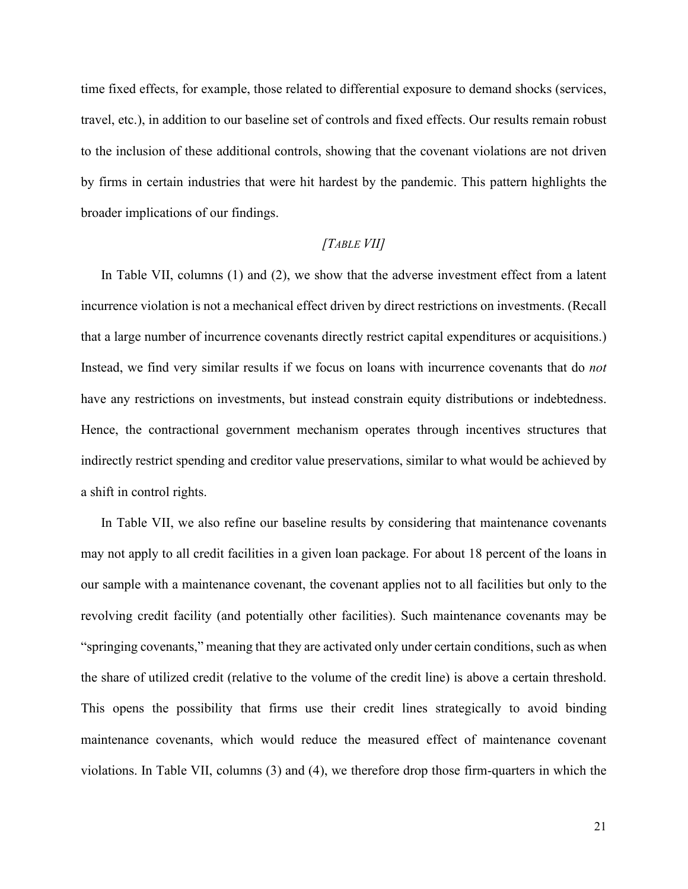time fixed effects, for example, those related to differential exposure to demand shocks (services, travel, etc.), in addition to our baseline set of controls and fixed effects. Our results remain robust to the inclusion of these additional controls, showing that the covenant violations are not driven by firms in certain industries that were hit hardest by the pandemic. This pattern highlights the broader implications of our findings.

*[TABLE VII]*

In Table VII, columns (1) and (2), we show that the adverse investment effect from a latent incurrence violation is not a mechanical effect driven by direct restrictions on investments. (Recall that a large number of incurrence covenants directly restrict capital expenditures or acquisitions.) Instead, we find very similar results if we focus on loans with incurrence covenants that do *not* have any restrictions on investments, but instead constrain equity distributions or indebtedness. Hence, the contractional government mechanism operates through incentives structures that indirectly restrict spending and creditor value preservations, similar to what would be achieved by a shift in control rights.

In Table VII, we also refine our baseline results by considering that maintenance covenants may not apply to all credit facilities in a given loan package. For about 18 percent of the loans in our sample with a maintenance covenant, the covenant applies not to all facilities but only to the revolving credit facility (and potentially other facilities). Such maintenance covenants may be "springing covenants," meaning that they are activated only under certain conditions, such as when the share of utilized credit (relative to the volume of the credit line) is above a certain threshold. This opens the possibility that firms use their credit lines strategically to avoid binding maintenance covenants, which would reduce the measured effect of maintenance covenant violations. In Table VII, columns (3) and (4), we therefore drop those firm-quarters in which the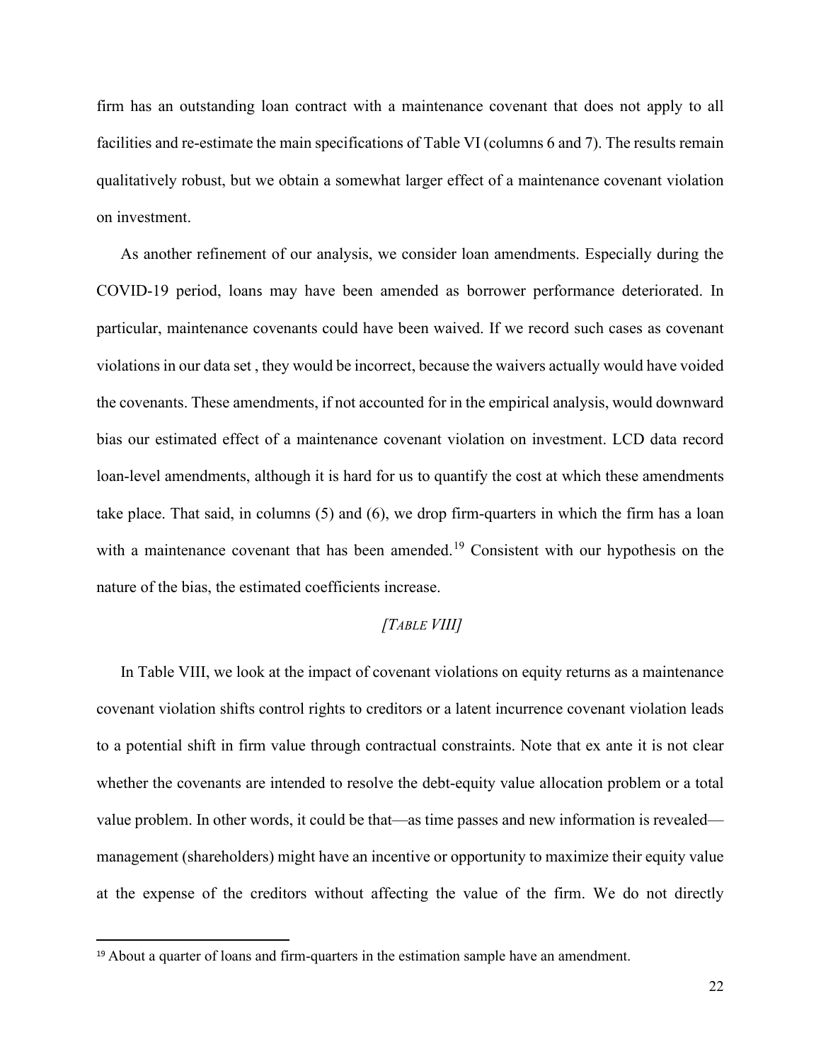firm has an outstanding loan contract with a maintenance covenant that does not apply to all facilities and re-estimate the main specifications of Table VI (columns 6 and 7). The results remain qualitatively robust, but we obtain a somewhat larger effect of a maintenance covenant violation on investment.

As another refinement of our analysis, we consider loan amendments. Especially during the COVID-19 period, loans may have been amended as borrower performance deteriorated. In particular, maintenance covenants could have been waived. If we record such cases as covenant violations in our data set , they would be incorrect, because the waivers actually would have voided the covenants. These amendments, if not accounted for in the empirical analysis, would downward bias our estimated effect of a maintenance covenant violation on investment. LCD data record loan-level amendments, although it is hard for us to quantify the cost at which these amendments take place. That said, in columns (5) and (6), we drop firm-quarters in which the firm has a loan with a maintenance covenant that has been amended.[19] Consistent with our hypothesis on the nature of the bias, the estimated coefficients increase.

*[TABLE VIII]*

In Table VIII, we look at the impact of covenant violations on equity returns as a maintenance covenant violation shifts control rights to creditors or a latent incurrence covenant violation leads to a potential shift in firm value through contractual constraints. Note that ex ante it is not clear whether the covenants are intended to resolve the debt-equity value allocation problem or a total value problem. In other words, it could be that—as time passes and new information is revealed—management (shareholders) might have an incentive or opportunity to maximize their equity value at the expense of the creditors without affecting the value of the firm. We do not directly

[19] About a quarter of loans and firm-quarters in the estimation sample have an amendment.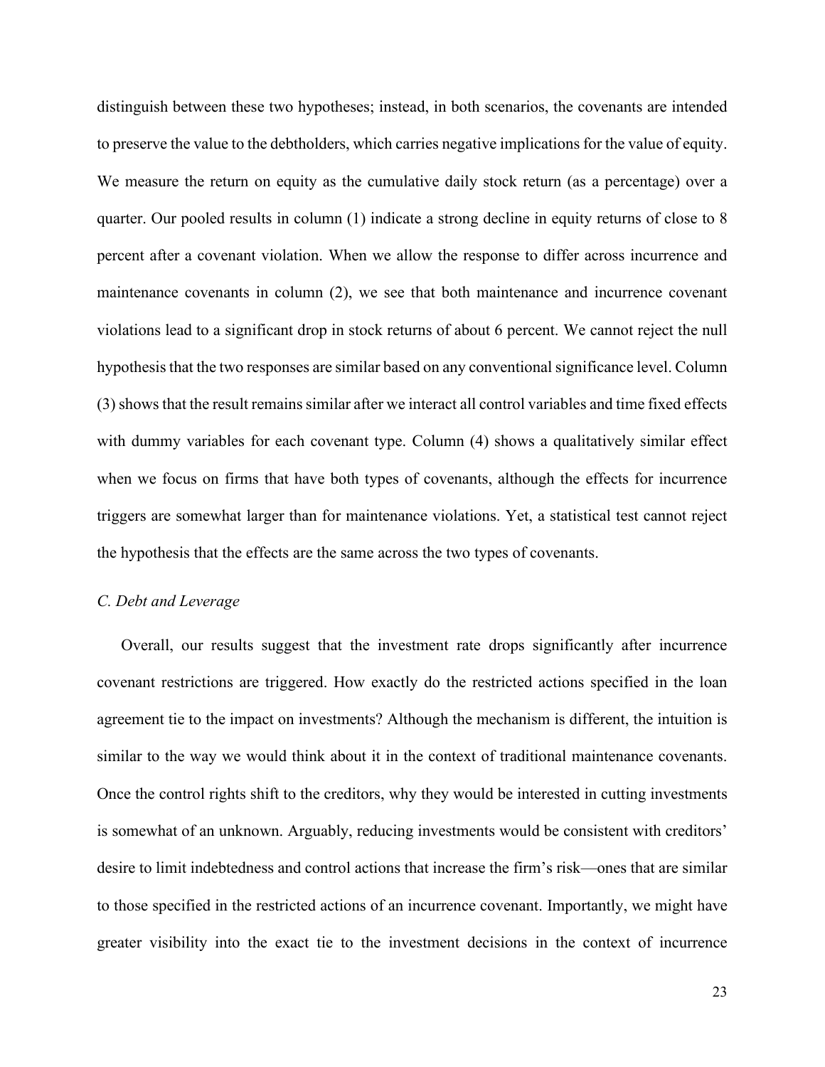distinguish between these two hypotheses; instead, in both scenarios, the covenants are intended to preserve the value to the debtholders, which carries negative implications for the value of equity. We measure the return on equity as the cumulative daily stock return (as a percentage) over a quarter. Our pooled results in column (1) indicate a strong decline in equity returns of close to 8 percent after a covenant violation. When we allow the response to differ across incurrence and maintenance covenants in column (2), we see that both maintenance and incurrence covenant violations lead to a significant drop in stock returns of about 6 percent. We cannot reject the null hypothesis that the two responses are similar based on any conventional significance level. Column (3) shows that the result remains similar after we interact all control variables and time fixed effects with dummy variables for each covenant type. Column (4) shows a qualitatively similar effect when we focus on firms that have both types of covenants, although the effects for incurrence triggers are somewhat larger than for maintenance violations. Yet, a statistical test cannot reject the hypothesis that the effects are the same across the two types of covenants.

### *C. Debt and Leverage*

Overall, our results suggest that the investment rate drops significantly after incurrence covenant restrictions are triggered. How exactly do the restricted actions specified in the loan agreement tie to the impact on investments? Although the mechanism is different, the intuition is similar to the way we would think about it in the context of traditional maintenance covenants. Once the control rights shift to the creditors, why they would be interested in cutting investments is somewhat of an unknown. Arguably, reducing investments would be consistent with creditors' desire to limit indebtedness and control actions that increase the firm's risk—ones that are similar to those specified in the restricted actions of an incurrence covenant. Importantly, we might have greater visibility into the exact tie to the investment decisions in the context of incurrence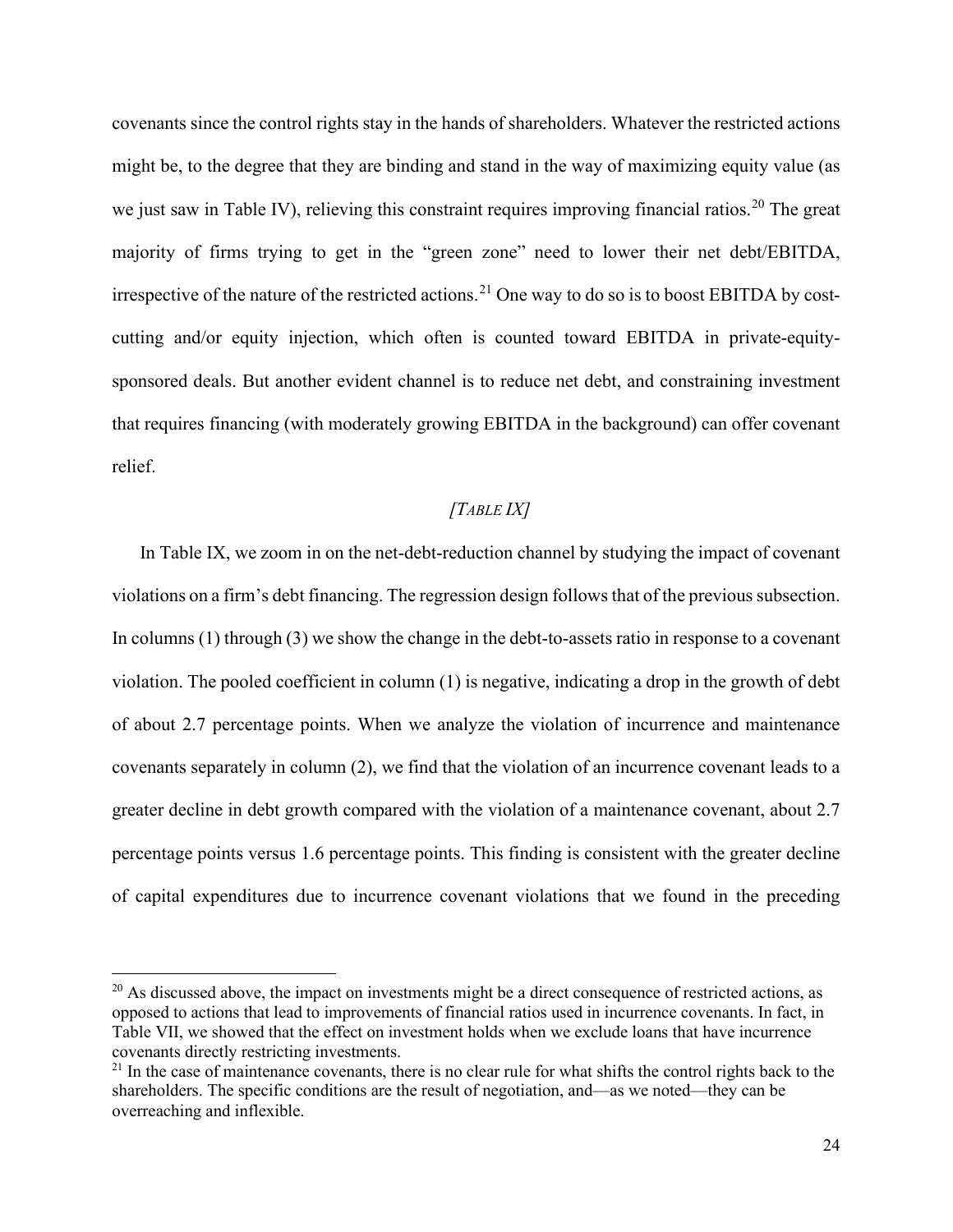covenants since the control rights stay in the hands of shareholders. Whatever the restricted actions might be, to the degree that they are binding and stand in the way of maximizing equity value (as we just saw in Table IV), relieving this constraint requires improving financial ratios.[20] The great majority of firms trying to get in the "green zone" need to lower their net debt/EBITDA, irrespective of the nature of the restricted actions.[21] One way to do so is to boost EBITDA by cost-cutting and/or equity injection, which often is counted toward EBITDA in private-equity-sponsored deals. But another evident channel is to reduce net debt, and constraining investment that requires financing (with moderately growing EBITDA in the background) can offer covenant relief.

*[TABLE IX]*

In Table IX, we zoom in on the net-debt-reduction channel by studying the impact of covenant violations on a firm's debt financing. The regression design follows that of the previous subsection. In columns (1) through (3) we show the change in the debt-to-assets ratio in response to a covenant violation. The pooled coefficient in column (1) is negative, indicating a drop in the growth of debt of about 2.7 percentage points. When we analyze the violation of incurrence and maintenance covenants separately in column (2), we find that the violation of an incurrence covenant leads to a greater decline in debt growth compared with the violation of a maintenance covenant, about 2.7 percentage points versus 1.6 percentage points. This finding is consistent with the greater decline of capital expenditures due to incurrence covenant violations that we found in the preceding

---

[20] As discussed above, the impact on investments might be a direct consequence of restricted actions, as opposed to actions that lead to improvements of financial ratios used in incurrence covenants. In fact, in Table VII, we showed that the effect on investment holds when we exclude loans that have incurrence covenants directly restricting investments.

[21] In the case of maintenance covenants, there is no clear rule for what shifts the control rights back to the shareholders. The specific conditions are the result of negotiation, and—as we noted—they can be overreaching and inflexible.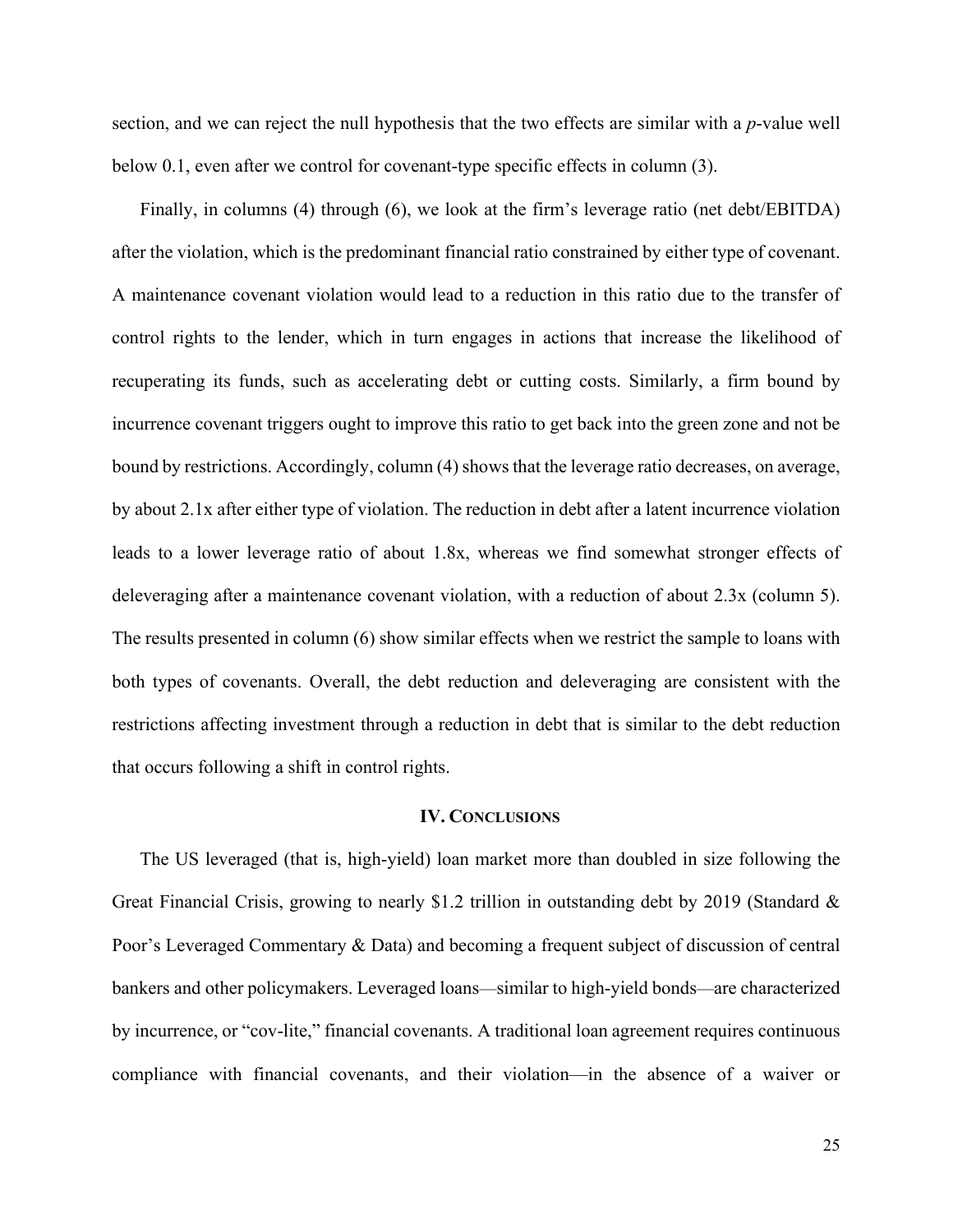section, and we can reject the null hypothesis that the two effects are similar with a *p*-value well below 0.1, even after we control for covenant-type specific effects in column (3).

Finally, in columns (4) through (6), we look at the firm's leverage ratio (net debt/EBITDA) after the violation, which is the predominant financial ratio constrained by either type of covenant. A maintenance covenant violation would lead to a reduction in this ratio due to the transfer of control rights to the lender, which in turn engages in actions that increase the likelihood of recuperating its funds, such as accelerating debt or cutting costs. Similarly, a firm bound by incurrence covenant triggers ought to improve this ratio to get back into the green zone and not be bound by restrictions. Accordingly, column (4) shows that the leverage ratio decreases, on average, by about 2.1x after either type of violation. The reduction in debt after a latent incurrence violation leads to a lower leverage ratio of about 1.8x, whereas we find somewhat stronger effects of deleveraging after a maintenance covenant violation, with a reduction of about 2.3x (column 5). The results presented in column (6) show similar effects when we restrict the sample to loans with both types of covenants. Overall, the debt reduction and deleveraging are consistent with the restrictions affecting investment through a reduction in debt that is similar to the debt reduction that occurs following a shift in control rights.

## IV. CONCLUSIONS

The US leveraged (that is, high-yield) loan market more than doubled in size following the Great Financial Crisis, growing to nearly $1.2 trillion in outstanding debt by 2019 (Standard & Poor's Leveraged Commentary & Data) and becoming a frequent subject of discussion of central bankers and other policymakers. Leveraged loans—similar to high-yield bonds—are characterized by incurrence, or "cov-lite," financial covenants. A traditional loan agreement requires continuous compliance with financial covenants, and their violation—in the absence of a waiver or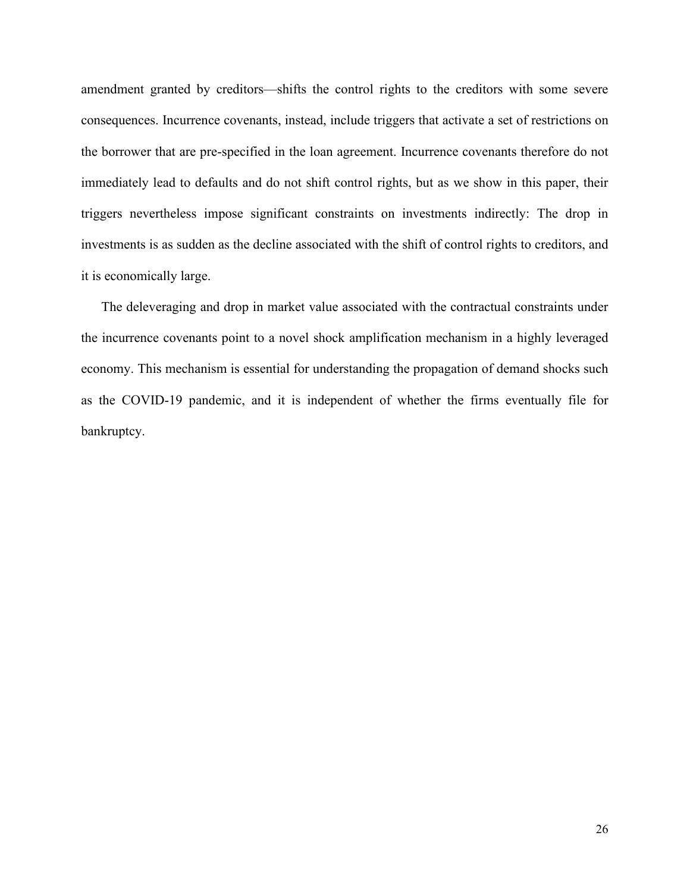amendment granted by creditors—shifts the control rights to the creditors with some severe consequences. Incurrence covenants, instead, include triggers that activate a set of restrictions on the borrower that are pre-specified in the loan agreement. Incurrence covenants therefore do not immediately lead to defaults and do not shift control rights, but as we show in this paper, their triggers nevertheless impose significant constraints on investments indirectly: The drop in investments is as sudden as the decline associated with the shift of control rights to creditors, and it is economically large.

The deleveraging and drop in market value associated with the contractual constraints under the incurrence covenants point to a novel shock amplification mechanism in a highly leveraged economy. This mechanism is essential for understanding the propagation of demand shocks such as the COVID-19 pandemic, and it is independent of whether the firms eventually file for bankruptcy.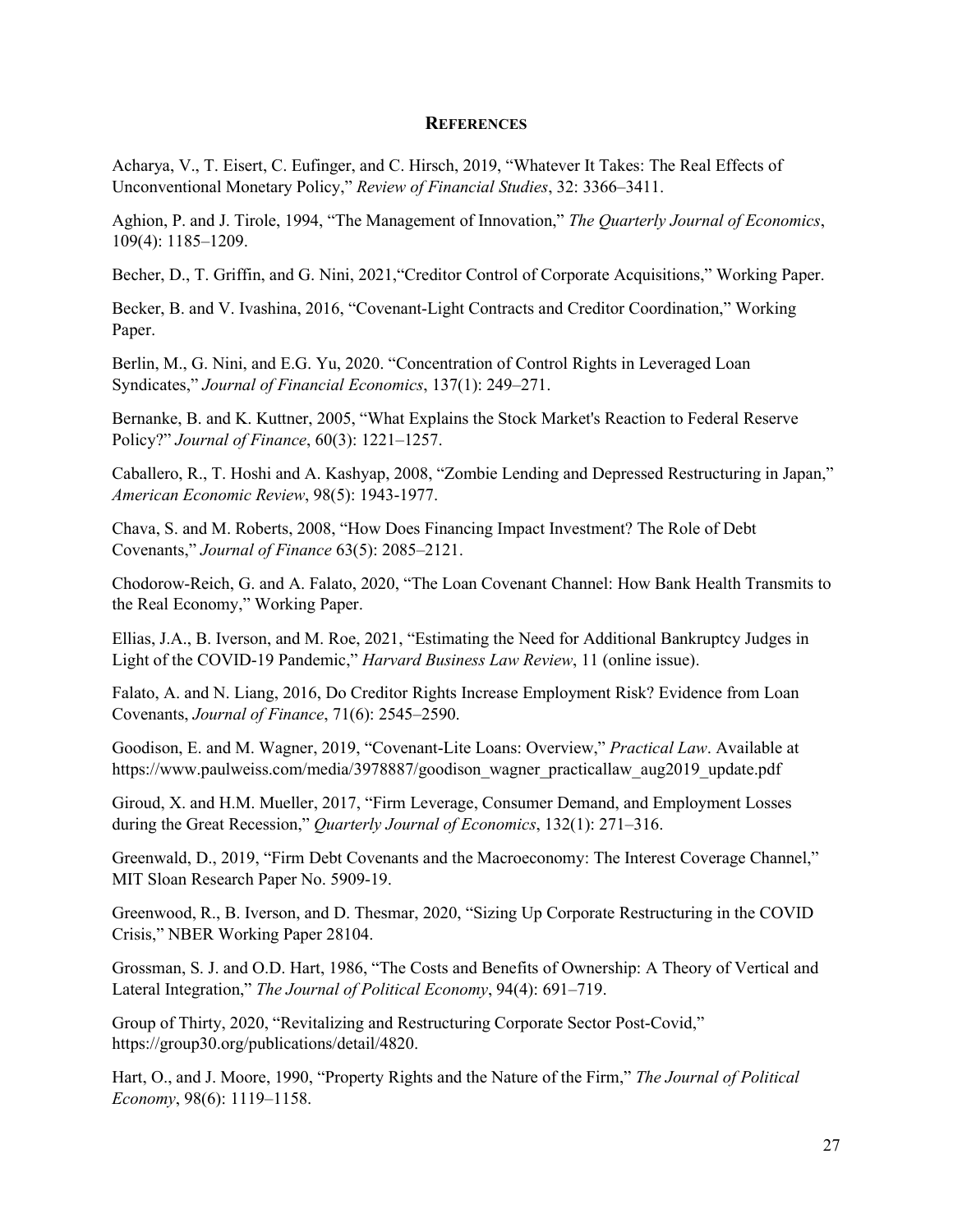## References

Acharya, V., T. Eisert, C. Eufinger, and C. Hirsch, 2019, "Whatever It Takes: The Real Effects of Unconventional Monetary Policy," *Review of Financial Studies*, 32: 3366–3411.

Aghion, P. and J. Tirole, 1994, "The Management of Innovation," *The Quarterly Journal of Economics*, 109(4): 1185–1209.

Becher, D., T. Griffin, and G. Nini, 2021,"Creditor Control of Corporate Acquisitions," Working Paper.

Becker, B. and V. Ivashina, 2016, "Covenant-Light Contracts and Creditor Coordination," Working Paper.

Berlin, M., G. Nini, and E.G. Yu, 2020. "Concentration of Control Rights in Leveraged Loan Syndicates," *Journal of Financial Economics*, 137(1): 249–271.

Bernanke, B. and K. Kuttner, 2005, "What Explains the Stock Market's Reaction to Federal Reserve Policy?" *Journal of Finance*, 60(3): 1221–1257.

Caballero, R., T. Hoshi and A. Kashyap, 2008, "Zombie Lending and Depressed Restructuring in Japan," *American Economic Review*, 98(5): 1943-1977.

Chava, S. and M. Roberts, 2008, "How Does Financing Impact Investment? The Role of Debt Covenants," *Journal of Finance* 63(5): 2085–2121.

Chodorow-Reich, G. and A. Falato, 2020, "The Loan Covenant Channel: How Bank Health Transmits to the Real Economy," Working Paper.

Ellias, J.A., B. Iverson, and M. Roe, 2021, "Estimating the Need for Additional Bankruptcy Judges in Light of the COVID-19 Pandemic," *Harvard Business Law Review*, 11 (online issue).

Falato, A. and N. Liang, 2016, Do Creditor Rights Increase Employment Risk? Evidence from Loan Covenants, *Journal of Finance*, 71(6): 2545–2590.

Goodison, E. and M. Wagner, 2019, "Covenant-Lite Loans: Overview," *Practical Law*. Available at https://www.paulweiss.com/media/3978887/goodison_wagner_practicallaw_aug2019_update.pdf

Giroud, X. and H.M. Mueller, 2017, "Firm Leverage, Consumer Demand, and Employment Losses during the Great Recession," *Quarterly Journal of Economics*, 132(1): 271–316.

Greenwald, D., 2019, "Firm Debt Covenants and the Macroeconomy: The Interest Coverage Channel," MIT Sloan Research Paper No. 5909-19.

Greenwood, R., B. Iverson, and D. Thesmar, 2020, "Sizing Up Corporate Restructuring in the COVID Crisis," NBER Working Paper 28104.

Grossman, S. J. and O.D. Hart, 1986, "The Costs and Benefits of Ownership: A Theory of Vertical and Lateral Integration," *The Journal of Political Economy*, 94(4): 691–719.

Group of Thirty, 2020, "Revitalizing and Restructuring Corporate Sector Post-Covid," https://group30.org/publications/detail/4820.

Hart, O., and J. Moore, 1990, "Property Rights and the Nature of the Firm," *The Journal of Political Economy*, 98(6): 1119–1158.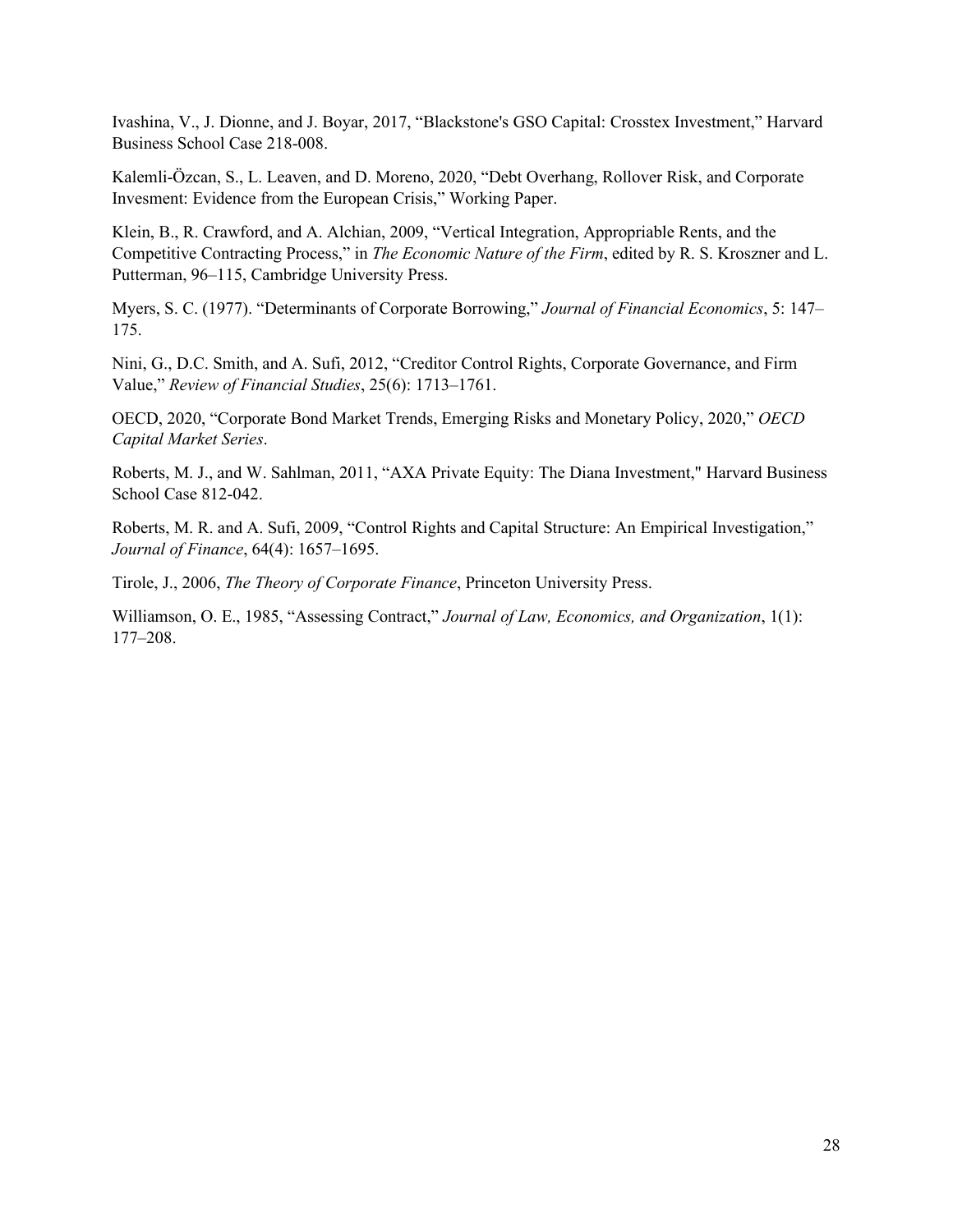Ivashina, V., J. Dionne, and J. Boyar, 2017, "Blackstone's GSO Capital: Crosstex Investment," Harvard Business School Case 218-008.

Kalemli-Özcan, S., L. Leaven, and D. Moreno, 2020, "Debt Overhang, Rollover Risk, and Corporate Invesment: Evidence from the European Crisis," Working Paper.

Klein, B., R. Crawford, and A. Alchian, 2009, "Vertical Integration, Appropriable Rents, and the Competitive Contracting Process," in *The Economic Nature of the Firm*, edited by R. S. Kroszner and L. Putterman, 96–115, Cambridge University Press.

Myers, S. C. (1977). "Determinants of Corporate Borrowing," *Journal of Financial Economics*, 5: 147–175.

Nini, G., D.C. Smith, and A. Sufi, 2012, "Creditor Control Rights, Corporate Governance, and Firm Value," *Review of Financial Studies*, 25(6): 1713–1761.

OECD, 2020, "Corporate Bond Market Trends, Emerging Risks and Monetary Policy, 2020," *OECD Capital Market Series*.

Roberts, M. J., and W. Sahlman, 2011, "AXA Private Equity: The Diana Investment," Harvard Business School Case 812-042.

Roberts, M. R. and A. Sufi, 2009, "Control Rights and Capital Structure: An Empirical Investigation," *Journal of Finance*, 64(4): 1657–1695.

Tirole, J., 2006, *The Theory of Corporate Finance*, Princeton University Press.

Williamson, O. E., 1985, "Assessing Contract," *Journal of Law, Economics, and Organization*, 1(1): 177–208.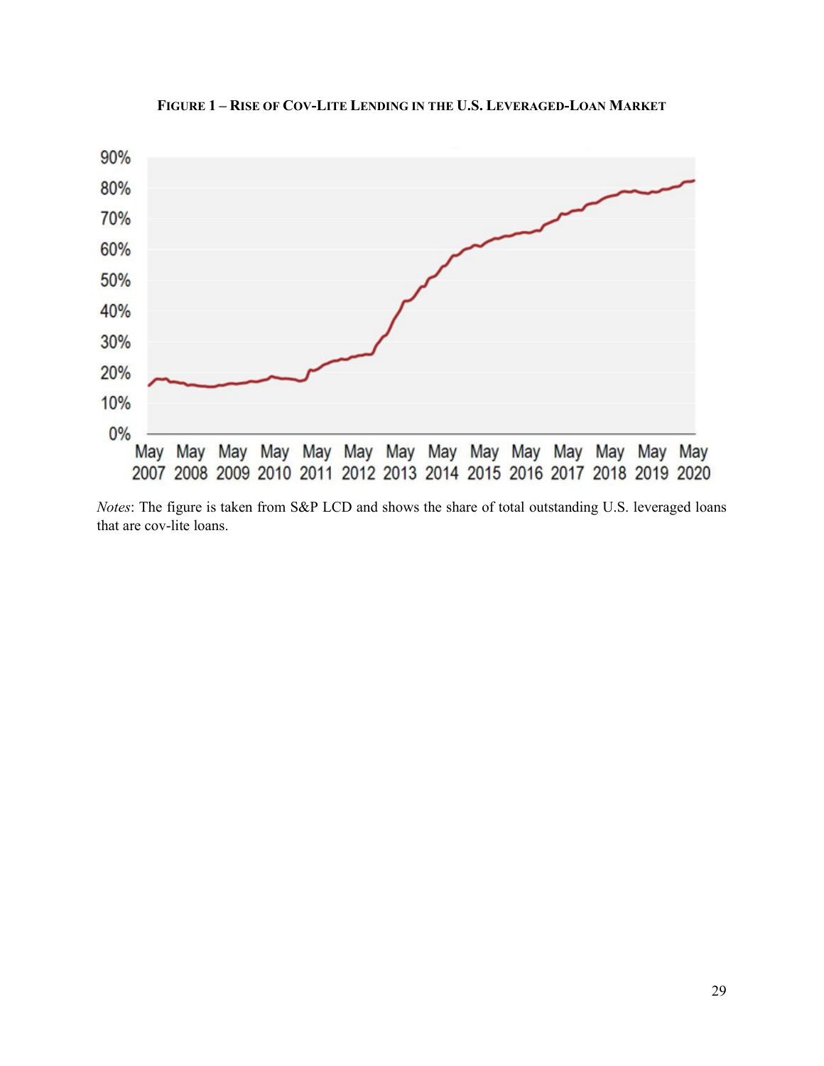**FIGURE 1 – RISE OF COV-LITE LENDING IN THE U.S. LEVERAGED-LOAN MARKET**

*Notes*: The figure is taken from S&P LCD and shows the share of total outstanding U.S. leveraged loans that are cov-lite loans.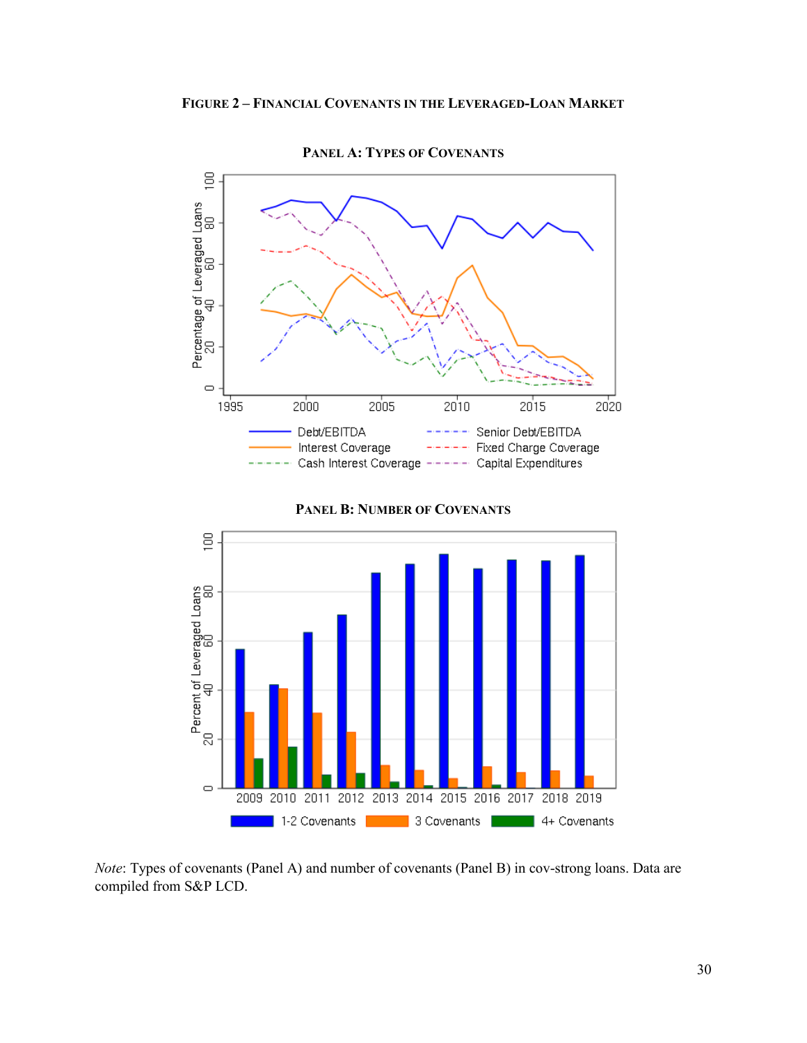**FIGURE 2 – FINANCIAL COVENANTS IN THE LEVERAGED-LOAN MARKET**

**PANEL A: TYPES OF COVENANTS**

**PANEL B: NUMBER OF COVENANTS**

*Note*: Types of covenants (Panel A) and number of covenants (Panel B) in cov-strong loans. Data are compiled from S&P LCD.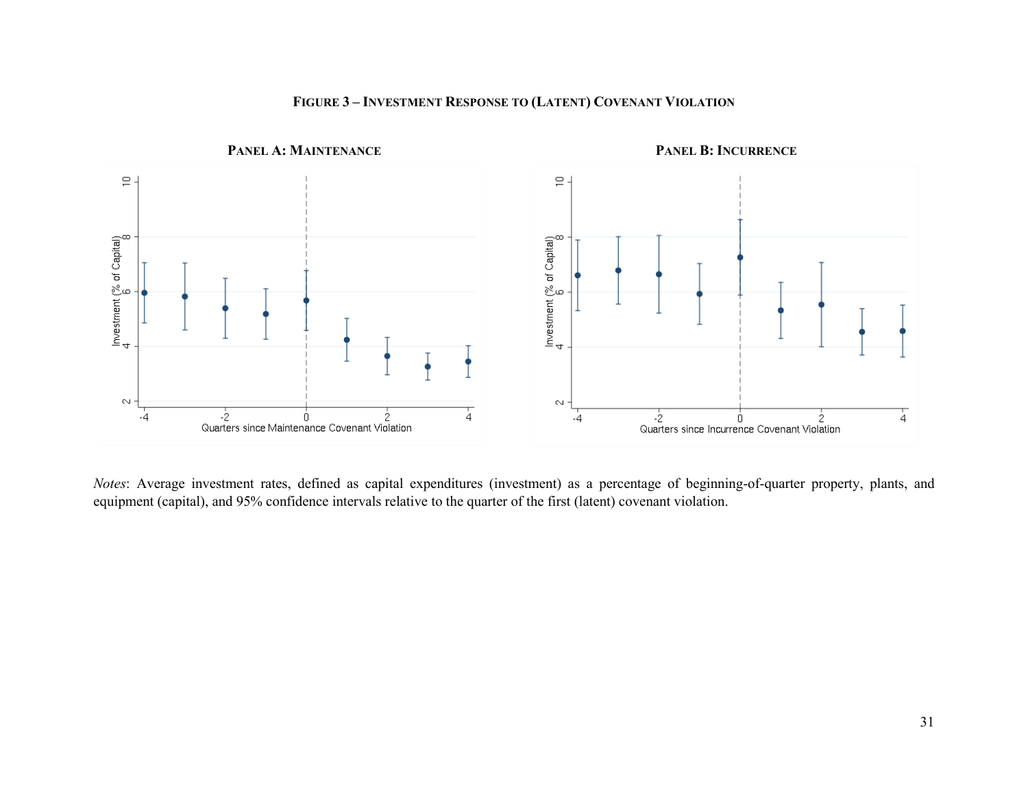**FIGURE 3 – INVESTMENT RESPONSE TO (LATENT) COVENANT VIOLATION**

**PANEL A: MAINTENANCE**

**PANEL B: INCURRENCE**

*Notes*: Average investment rates, defined as capital expenditures (investment) as a percentage of beginning-of-quarter property, plants, and equipment (capital), and 95% confidence intervals relative to the quarter of the first (latent) covenant violation.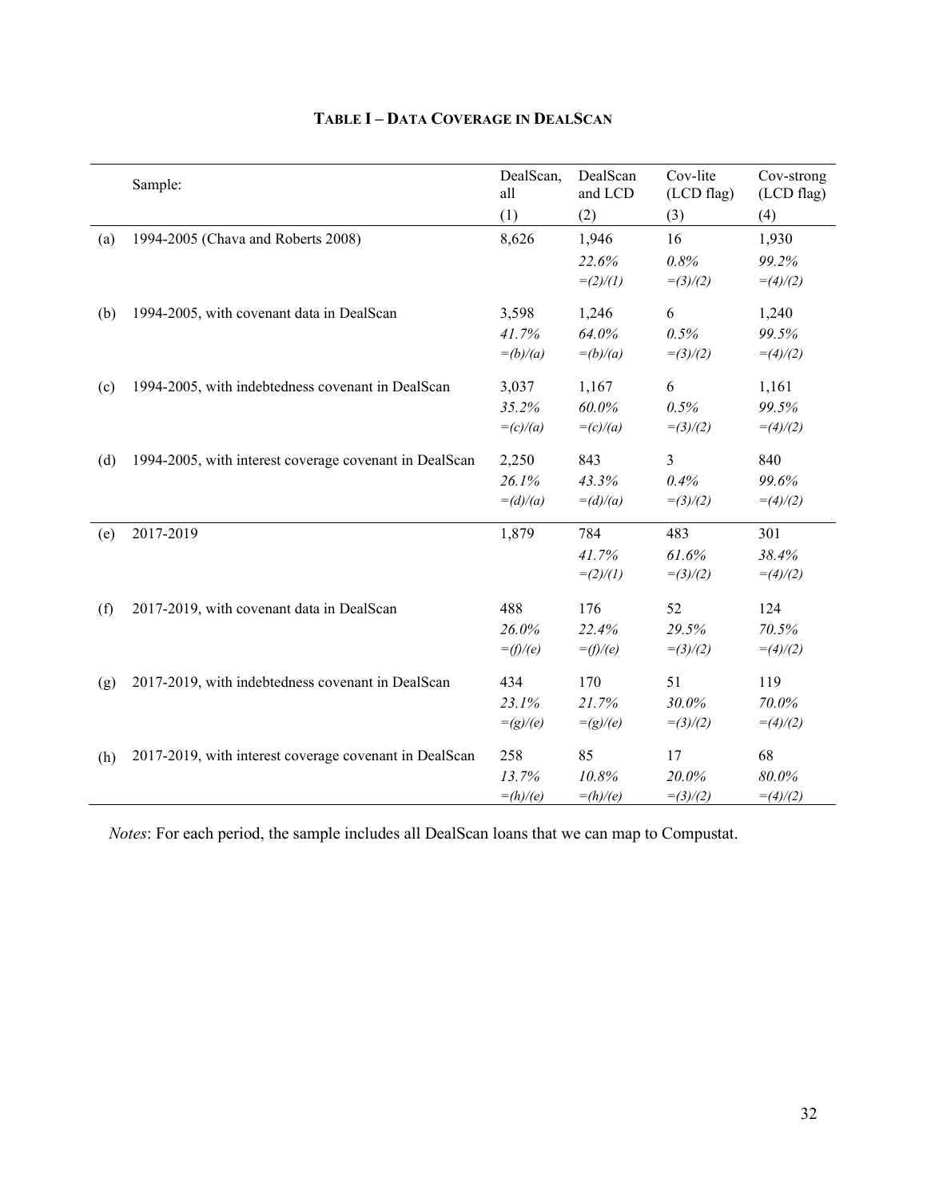**TABLE I – DATA COVERAGE IN DEALSCAN**

| | Sample: | DealScan, all | DealScan and LCD | Cov-lite (LCD flag) | Cov-strong (LCD flag) |
|---|---|---|---|---|---|
| | | (1) | (2) | (3) | (4) |
| (a) | 1994-2005 (Chava and Roberts 2008) | 8,626 | 1,946 | 16 | 1,930 |
| | | | *22.6%* | *0.8%* | *99.2%* |
| | | | *=(2)/(1)* | *=(3)/(2)* | *=(4)/(2)* |
| (b) | 1994-2005, with covenant data in DealScan | 3,598 | 1,246 | 6 | 1,240 |
| | | *41.7%* | *64.0%* | *0.5%* | *99.5%* |
| | | *=(b)/(a)* | *=(b)/(a)* | *=(3)/(2)* | *=(4)/(2)* |
| (c) | 1994-2005, with indebtedness covenant in DealScan | 3,037 | 1,167 | 6 | 1,161 |
| | | *35.2%* | *60.0%* | *0.5%* | *99.5%* |
| | | *=(c)/(a)* | *=(c)/(a)* | *=(3)/(2)* | *=(4)/(2)* |
| (d) | 1994-2005, with interest coverage covenant in DealScan | 2,250 | 843 | 3 | 840 |
| | | *26.1%* | *43.3%* | *0.4%* | *99.6%* |
| | | *=(d)/(a)* | *=(d)/(a)* | *=(3)/(2)* | *=(4)/(2)* |
| (e) | 2017-2019 | 1,879 | 784 | 483 | 301 |
| | | | *41.7%* | *61.6%* | *38.4%* |
| | | | *=(2)/(1)* | *=(3)/(2)* | *=(4)/(2)* |
| (f) | 2017-2019, with covenant data in DealScan | 488 | 176 | 52 | 124 |
| | | *26.0%* | *22.4%* | *29.5%* | *70.5%* |
| | | *=(f)/(e)* | *=(f)/(e)* | *=(3)/(2)* | *=(4)/(2)* |
| (g) | 2017-2019, with indebtedness covenant in DealScan | 434 | 170 | 51 | 119 |
| | | *23.1%* | *21.7%* | *30.0%* | *70.0%* |
| | | *=(g)/(e)* | *=(g)/(e)* | *=(3)/(2)* | *=(4)/(2)* |
| (h) | 2017-2019, with interest coverage covenant in DealScan | 258 | 85 | 17 | 68 |
| | | *13.7%* | *10.8%* | *20.0%* | *80.0%* |
| | | *=(h)/(e)* | *=(h)/(e)* | *=(3)/(2)* | *=(4)/(2)* |

*Notes*: For each period, the sample includes all DealScan loans that we can map to Compustat.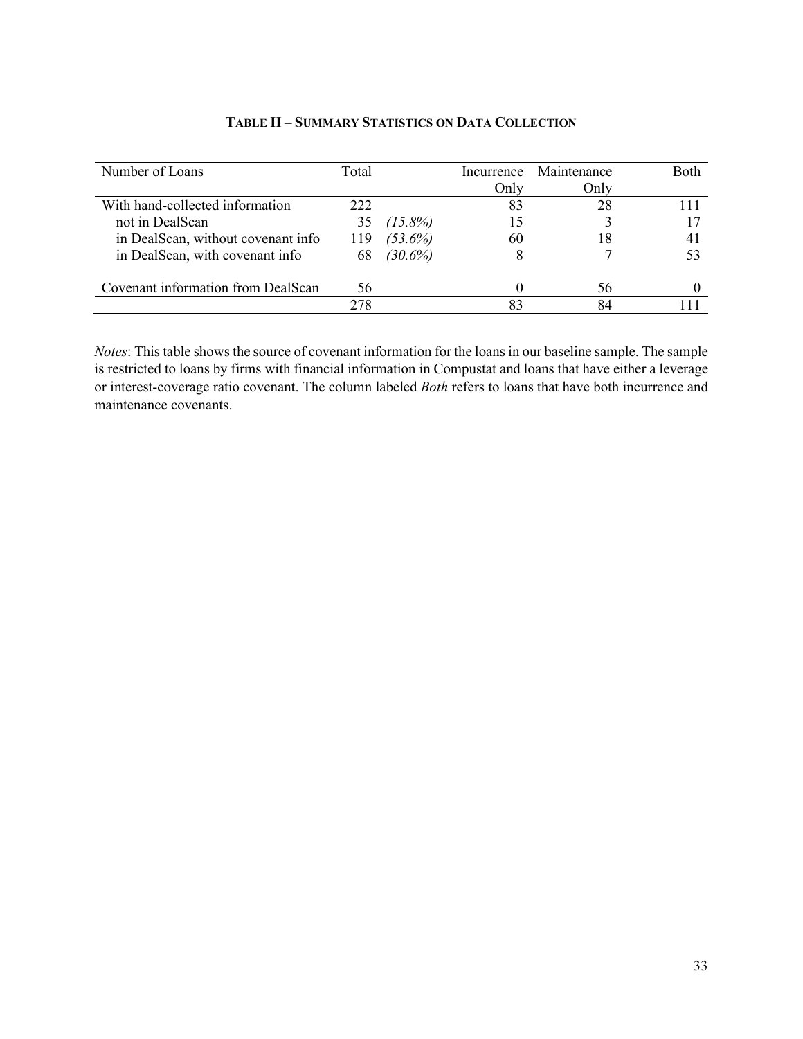### TABLE II – SUMMARY STATISTICS ON DATA COLLECTION

| Number of Loans | Total | | Incurrence Only | Maintenance Only | Both |
|---|---|---|---|---|---|
| With hand-collected information | 222 | | 83 | 28 | 111 |
| not in DealScan | 35 | *(15.8%)* | 15 | 3 | 17 |
| in DealScan, without covenant info | 119 | *(53.6%)* | 60 | 18 | 41 |
| in DealScan, with covenant info | 68 | *(30.6%)* | 8 | 7 | 53 |
| Covenant information from DealScan | 56 | | 0 | 56 | 0 |
| | 278 | | 83 | 84 | 111 |

*Notes*: This table shows the source of covenant information for the loans in our baseline sample. The sample is restricted to loans by firms with financial information in Compustat and loans that have either a leverage or interest-coverage ratio covenant. The column labeled *Both* refers to loans that have both incurrence and maintenance covenants.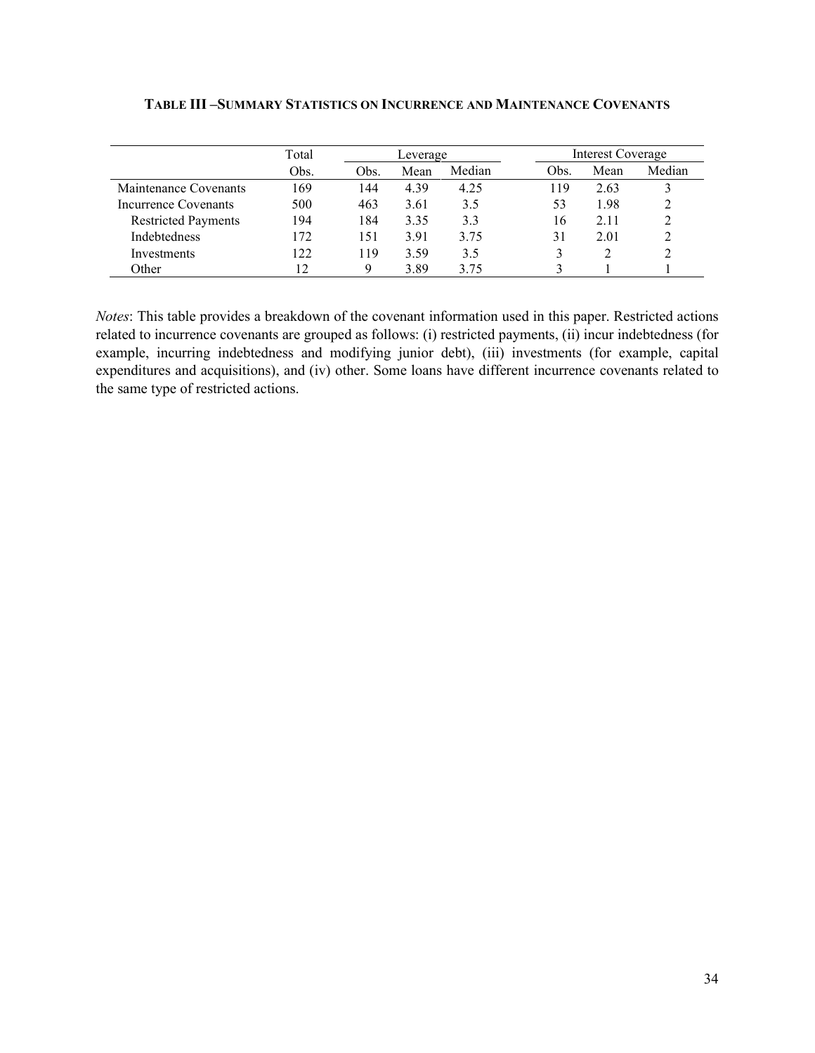**TABLE III –SUMMARY STATISTICS ON INCURRENCE AND MAINTENANCE COVENANTS**

| | Total | Leverage | | | Interest Coverage | | |
|---|---|---|---|---|---|---|---|
| | Obs. | Obs. | Mean | Median | Obs. | Mean | Median |
| Maintenance Covenants | 169 | 144 | 4.39 | 4.25 | 119 | 2.63 | 3 |
| Incurrence Covenants | 500 | 463 | 3.61 | 3.5 | 53 | 1.98 | 2 |
| Restricted Payments | 194 | 184 | 3.35 | 3.3 | 16 | 2.11 | 2 |
| Indebtedness | 172 | 151 | 3.91 | 3.75 | 31 | 2.01 | 2 |
| Investments | 122 | 119 | 3.59 | 3.5 | 3 | 2 | 2 |
| Other | 12 | 9 | 3.89 | 3.75 | 3 | 1 | 1 |

*Notes*: This table provides a breakdown of the covenant information used in this paper. Restricted actions related to incurrence covenants are grouped as follows: (i) restricted payments, (ii) incur indebtedness (for example, incurring indebtedness and modifying junior debt), (iii) investments (for example, capital expenditures and acquisitions), and (iv) other. Some loans have different incurrence covenants related to the same type of restricted actions.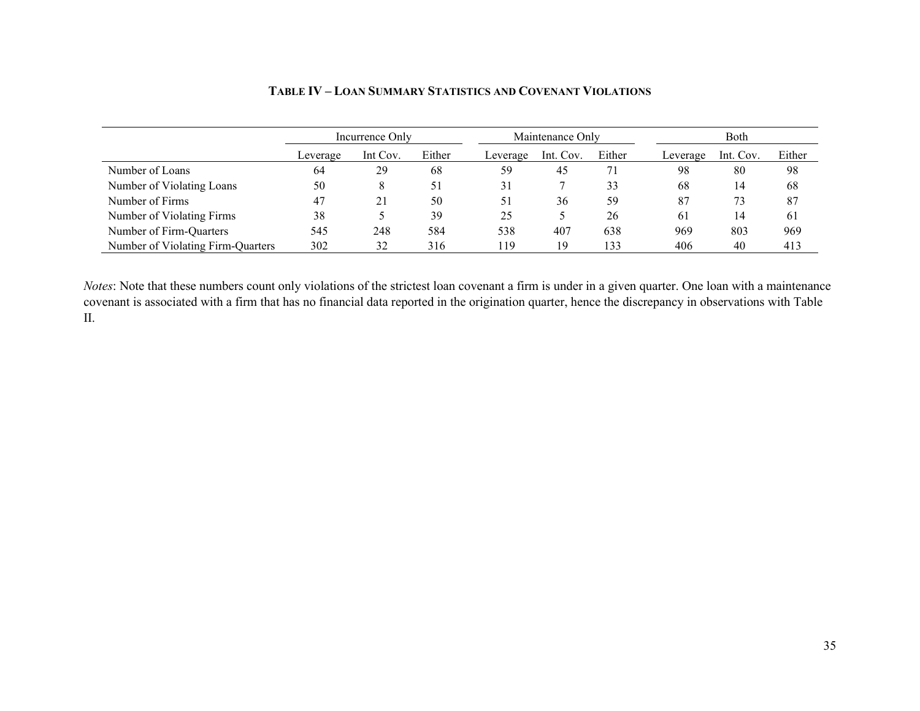**TABLE IV – LOAN SUMMARY STATISTICS AND COVENANT VIOLATIONS**

| | Incurrence Only | | | Maintenance Only | | | Both | | |
|---|---|---|---|---|---|---|---|---|---|
| | Leverage | Int Cov. | Either | Leverage | Int. Cov. | Either | Leverage | Int. Cov. | Either |
| Number of Loans | 64 | 29 | 68 | 59 | 45 | 71 | 98 | 80 | 98 |
| Number of Violating Loans | 50 | 8 | 51 | 31 | 7 | 33 | 68 | 14 | 68 |
| Number of Firms | 47 | 21 | 50 | 51 | 36 | 59 | 87 | 73 | 87 |
| Number of Violating Firms | 38 | 5 | 39 | 25 | 5 | 26 | 61 | 14 | 61 |
| Number of Firm-Quarters | 545 | 248 | 584 | 538 | 407 | 638 | 969 | 803 | 969 |
| Number of Violating Firm-Quarters | 302 | 32 | 316 | 119 | 19 | 133 | 406 | 40 | 413 |

*Notes*: Note that these numbers count only violations of the strictest loan covenant a firm is under in a given quarter. One loan with a maintenance covenant is associated with a firm that has no financial data reported in the origination quarter, hence the discrepancy in observations with Table II.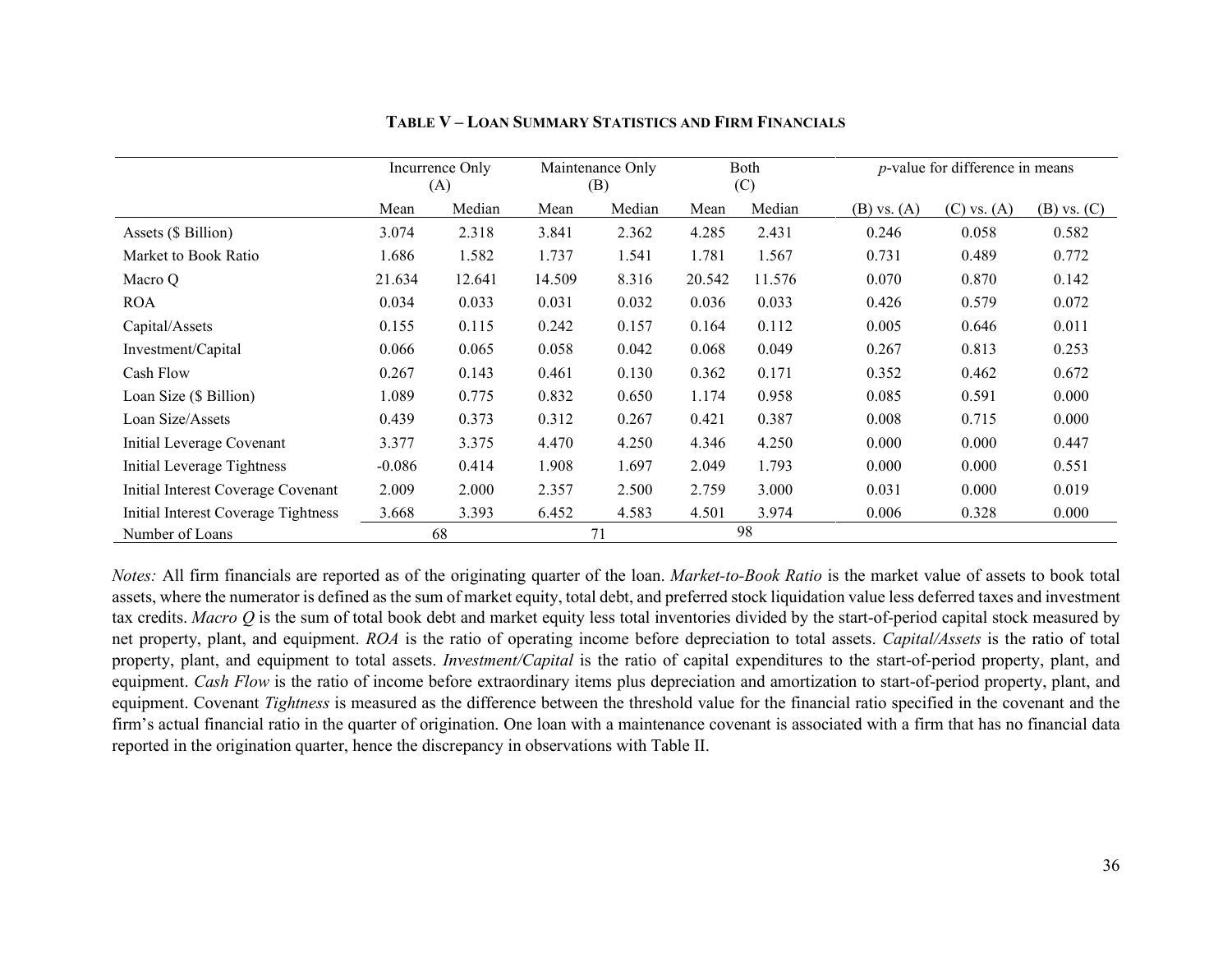**TABLE V – LOAN SUMMARY STATISTICS AND FIRM FINANCIALS**

| | Incurrence Only (A) | | Maintenance Only (B) | | Both (C) | | *p*-value for difference in means | | |
|---|---|---|---|---|---|---|---|---|---|
| | Mean | Median | Mean | Median | Mean | Median | (B) vs. (A) | (C) vs. (A) | (B) vs. (C) |
| Assets ($ Billion) | 3.074 | 2.318 | 3.841 | 2.362 | 4.285 | 2.431 | 0.246 | 0.058 | 0.582 |
| Market to Book Ratio | 1.686 | 1.582 | 1.737 | 1.541 | 1.781 | 1.567 | 0.731 | 0.489 | 0.772 |
| Macro Q | 21.634 | 12.641 | 14.509 | 8.316 | 20.542 | 11.576 | 0.070 | 0.870 | 0.142 |
| ROA | 0.034 | 0.033 | 0.031 | 0.032 | 0.036 | 0.033 | 0.426 | 0.579 | 0.072 |
| Capital/Assets | 0.155 | 0.115 | 0.242 | 0.157 | 0.164 | 0.112 | 0.005 | 0.646 | 0.011 |
| Investment/Capital | 0.066 | 0.065 | 0.058 | 0.042 | 0.068 | 0.049 | 0.267 | 0.813 | 0.253 |
| Cash Flow | 0.267 | 0.143 | 0.461 | 0.130 | 0.362 | 0.171 | 0.352 | 0.462 | 0.672 |
| Loan Size ($ Billion) | 1.089 | 0.775 | 0.832 | 0.650 | 1.174 | 0.958 | 0.085 | 0.591 | 0.000 |
| Loan Size/Assets | 0.439 | 0.373 | 0.312 | 0.267 | 0.421 | 0.387 | 0.008 | 0.715 | 0.000 |
| Initial Leverage Covenant | 3.377 | 3.375 | 4.470 | 4.250 | 4.346 | 4.250 | 0.000 | 0.000 | 0.447 |
| Initial Leverage Tightness | -0.086 | 0.414 | 1.908 | 1.697 | 2.049 | 1.793 | 0.000 | 0.000 | 0.551 |
| Initial Interest Coverage Covenant | 2.009 | 2.000 | 2.357 | 2.500 | 2.759 | 3.000 | 0.031 | 0.000 | 0.019 |
| Initial Interest Coverage Tightness | 3.668 | 3.393 | 6.452 | 4.583 | 4.501 | 3.974 | 0.006 | 0.328 | 0.000 |
| Number of Loans | 68 | | 71 | | 98 | | | | |

*Notes:* All firm financials are reported as of the originating quarter of the loan. *Market-to-Book Ratio* is the market value of assets to book total assets, where the numerator is defined as the sum of market equity, total debt, and preferred stock liquidation value less deferred taxes and investment tax credits. *Macro Q* is the sum of total book debt and market equity less total inventories divided by the start-of-period capital stock measured by net property, plant, and equipment. *ROA* is the ratio of operating income before depreciation to total assets. *Capital/Assets* is the ratio of total property, plant, and equipment to total assets. *Investment/Capital* is the ratio of capital expenditures to the start-of-period property, plant, and equipment. *Cash Flow* is the ratio of income before extraordinary items plus depreciation and amortization to start-of-period property, plant, and equipment. Covenant *Tightness* is measured as the difference between the threshold value for the financial ratio specified in the covenant and the firm's actual financial ratio in the quarter of origination. One loan with a maintenance covenant is associated with a firm that has no financial data reported in the origination quarter, hence the discrepancy in observations with Table II.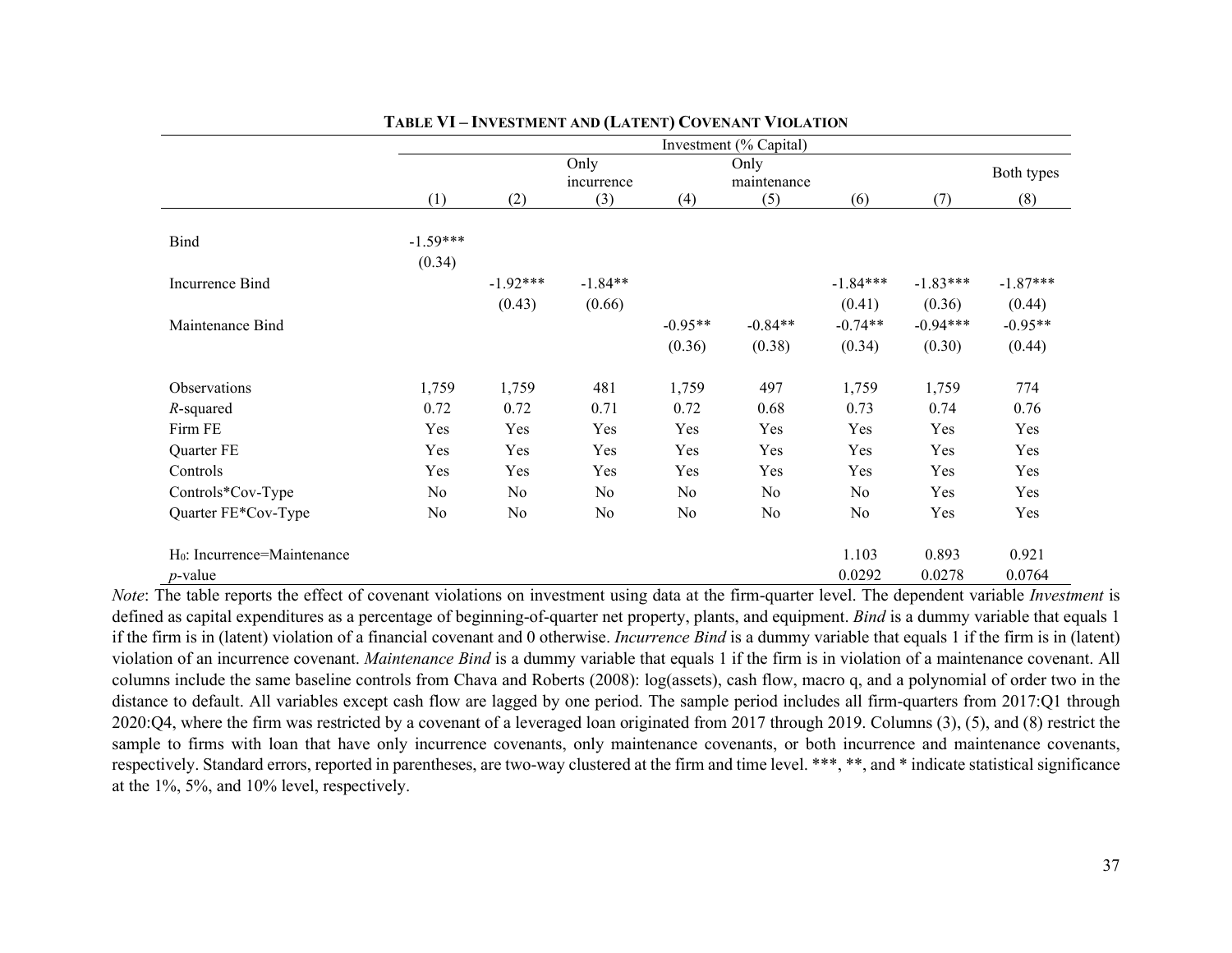**TABLE VI – INVESTMENT AND (LATENT) COVENANT VIOLATION**

| | Investment (% Capital) | | | | | | | |
|---|---|---|---|---|---|---|---|---|
| | | | Only incurrence | | Only maintenance | | | Both types |
| | (1) | (2) | (3) | (4) | (5) | (6) | (7) | (8) |
| Bind | -1.59*** | | | | | | | |
| | (0.34) | | | | | | | |
| Incurrence Bind | | -1.92*** | -1.84** | | | -1.84*** | -1.83*** | -1.87*** |
| | | (0.43) | (0.66) | | | (0.41) | (0.36) | (0.44) |
| Maintenance Bind | | | | -0.95** | -0.84** | -0.74** | -0.94*** | -0.95** |
| | | | | (0.36) | (0.38) | (0.34) | (0.30) | (0.44) |
| Observations | 1,759 | 1,759 | 481 | 1,759 | 497 | 1,759 | 1,759 | 774 |
| $R$-squared | 0.72 | 0.72 | 0.71 | 0.72 | 0.68 | 0.73 | 0.74 | 0.76 |
| Firm FE | Yes | Yes | Yes | Yes | Yes | Yes | Yes | Yes |
| Quarter FE | Yes | Yes | Yes | Yes | Yes | Yes | Yes | Yes |
| Controls | Yes | Yes | Yes | Yes | Yes | Yes | Yes | Yes |
| Controls*Cov-Type | No | No | No | No | No | No | Yes | Yes |
| Quarter FE*Cov-Type | No | No | No | No | No | No | Yes | Yes |
| $H_0$: Incurrence=Maintenance | | | | | | 1.103 | 0.893 | 0.921 |
| $p$-value | | | | | | 0.0292 | 0.0278 | 0.0764 |

*Note*: The table reports the effect of covenant violations on investment using data at the firm-quarter level. The dependent variable *Investment* is defined as capital expenditures as a percentage of beginning-of-quarter net property, plants, and equipment. *Bind* is a dummy variable that equals 1 if the firm is in (latent) violation of a financial covenant and 0 otherwise. *Incurrence Bind* is a dummy variable that equals 1 if the firm is in (latent) violation of an incurrence covenant. *Maintenance Bind* is a dummy variable that equals 1 if the firm is in violation of a maintenance covenant. All columns include the same baseline controls from Chava and Roberts (2008): log(assets), cash flow, macro q, and a polynomial of order two in the distance to default. All variables except cash flow are lagged by one period. The sample period includes all firm-quarters from 2017:Q1 through 2020:Q4, where the firm was restricted by a covenant of a leveraged loan originated from 2017 through 2019. Columns (3), (5), and (8) restrict the sample to firms with loan that have only incurrence covenants, only maintenance covenants, or both incurrence and maintenance covenants, respectively. Standard errors, reported in parentheses, are two-way clustered at the firm and time level. ***, **, and * indicate statistical significance at the 1%, 5%, and 10% level, respectively.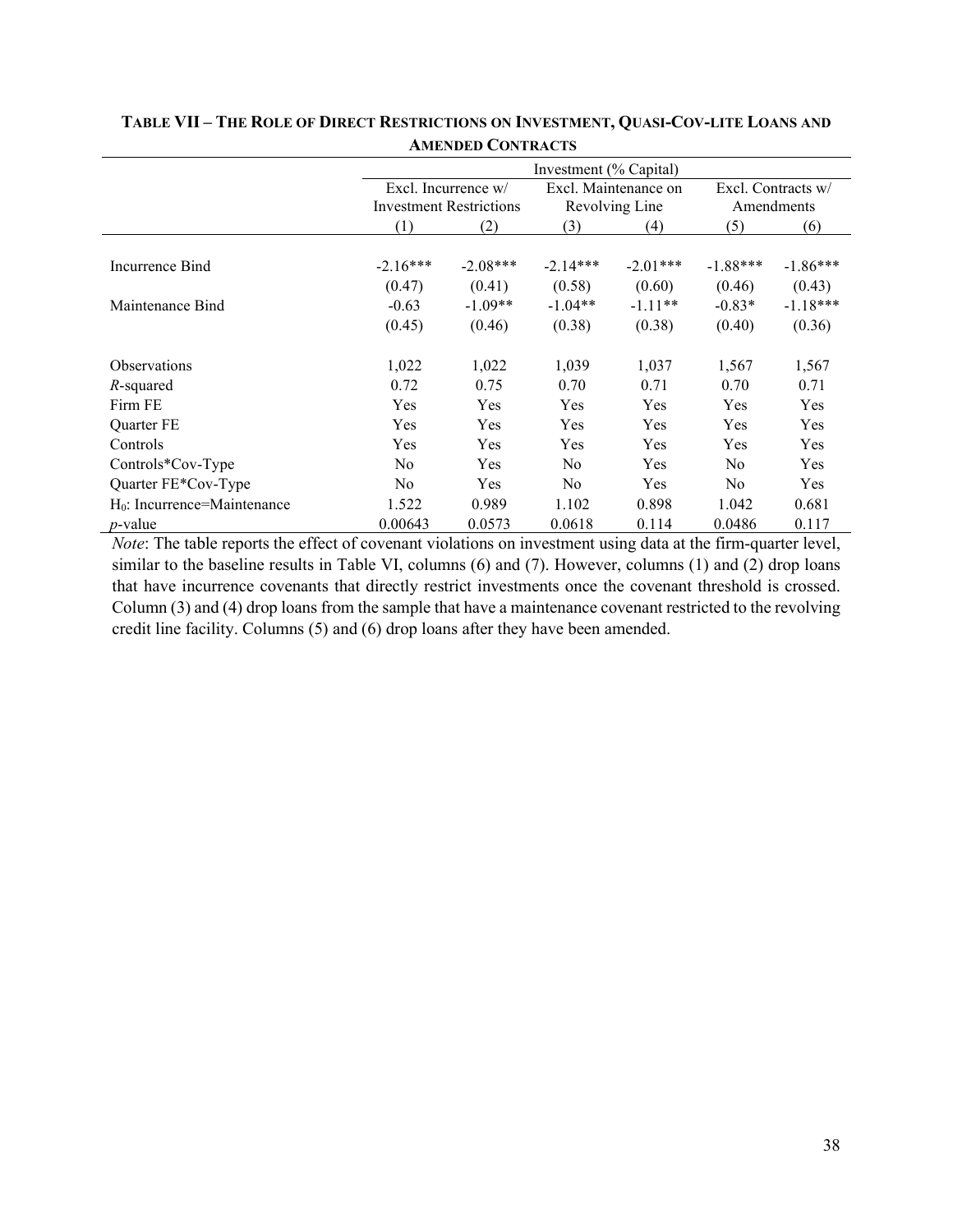**TABLE VII – THE ROLE OF DIRECT RESTRICTIONS ON INVESTMENT, QUASI-COV-LITE LOANS AND AMENDED CONTRACTS**

| | Investment (% Capital) | | | | | |
|---|---|---|---|---|---|---|
| | Excl. Incurrence w/ Investment Restrictions | | Excl. Maintenance on Revolving Line | | Excl. Contracts w/ Amendments | |
| | (1) | (2) | (3) | (4) | (5) | (6) |
| Incurrence Bind | -2.16*** | -2.08*** | -2.14*** | -2.01*** | -1.88*** | -1.86*** |
| | (0.47) | (0.41) | (0.58) | (0.60) | (0.46) | (0.43) |
| Maintenance Bind | -0.63 | -1.09** | -1.04** | -1.11** | -0.83* | -1.18*** |
| | (0.45) | (0.46) | (0.38) | (0.38) | (0.40) | (0.36) |
| Observations | 1,022 | 1,022 | 1,039 | 1,037 | 1,567 | 1,567 |
| $R$-squared | 0.72 | 0.75 | 0.70 | 0.71 | 0.70 | 0.71 |
| Firm FE | Yes | Yes | Yes | Yes | Yes | Yes |
| Quarter FE | Yes | Yes | Yes | Yes | Yes | Yes |
| Controls | Yes | Yes | Yes | Yes | Yes | Yes |
| Controls*Cov-Type | No | Yes | No | Yes | No | Yes |
| Quarter FE*Cov-Type | No | Yes | No | Yes | No | Yes |
| $H_0$: Incurrence=Maintenance | 1.522 | 0.989 | 1.102 | 0.898 | 1.042 | 0.681 |
| $p$-value | 0.00643 | 0.0573 | 0.0618 | 0.114 | 0.0486 | 0.117 |

*Note*: The table reports the effect of covenant violations on investment using data at the firm-quarter level, similar to the baseline results in Table VI, columns (6) and (7). However, columns (1) and (2) drop loans that have incurrence covenants that directly restrict investments once the covenant threshold is crossed. Column (3) and (4) drop loans from the sample that have a maintenance covenant restricted to the revolving credit line facility. Columns (5) and (6) drop loans after they have been amended.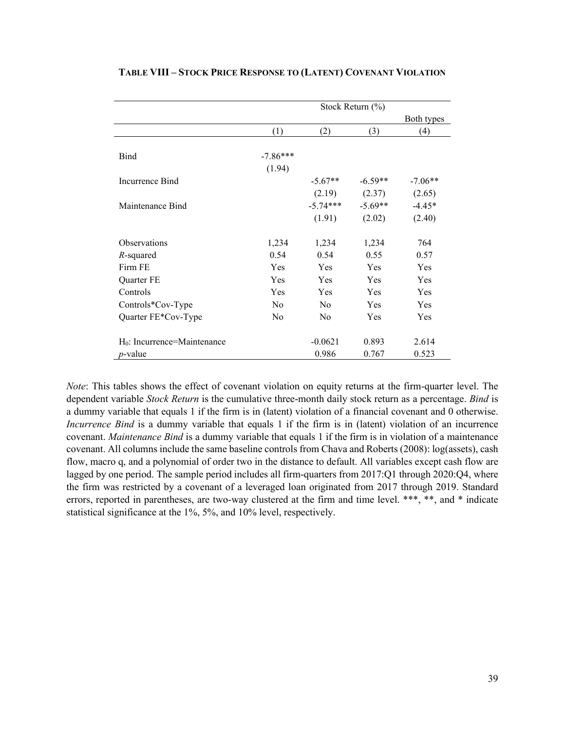**TABLE VIII – STOCK PRICE RESPONSE TO (LATENT) COVENANT VIOLATION**

| | Stock Return (%) | | | |
|---|---|---|---|---|
| | | | | Both types |
| | (1) | (2) | (3) | (4) |
| Bind | -7.86*** | | | |
| | (1.94) | | | |
| Incurrence Bind | | -5.67** | -6.59** | -7.06** |
| | | (2.19) | (2.37) | (2.65) |
| Maintenance Bind | | -5.74*** | -5.69** | -4.45* |
| | | (1.91) | (2.02) | (2.40) |
| Observations | 1,234 | 1,234 | 1,234 | 764 |
| *R*-squared | 0.54 | 0.54 | 0.55 | 0.57 |
| Firm FE | Yes | Yes | Yes | Yes |
| Quarter FE | Yes | Yes | Yes | Yes |
| Controls | Yes | Yes | Yes | Yes |
| Controls*Cov-Type | No | No | Yes | Yes |
| Quarter FE*Cov-Type | No | No | Yes | Yes |
| $H_0$: Incurrence=Maintenance | | -0.0621 | 0.893 | 2.614 |
| *p*-value | | 0.986 | 0.767 | 0.523 |

*Note*: This tables shows the effect of covenant violation on equity returns at the firm-quarter level. The dependent variable *Stock Return* is the cumulative three-month daily stock return as a percentage. *Bind* is a dummy variable that equals 1 if the firm is in (latent) violation of a financial covenant and 0 otherwise. *Incurrence Bind* is a dummy variable that equals 1 if the firm is in (latent) violation of an incurrence covenant. *Maintenance Bind* is a dummy variable that equals 1 if the firm is in violation of a maintenance covenant. All columns include the same baseline controls from Chava and Roberts (2008): log(assets), cash flow, macro q, and a polynomial of order two in the distance to default. All variables except cash flow are lagged by one period. The sample period includes all firm-quarters from 2017:Q1 through 2020:Q4, where the firm was restricted by a covenant of a leveraged loan originated from 2017 through 2019. Standard errors, reported in parentheses, are two-way clustered at the firm and time level. ***, **, and * indicate statistical significance at the 1%, 5%, and 10% level, respectively.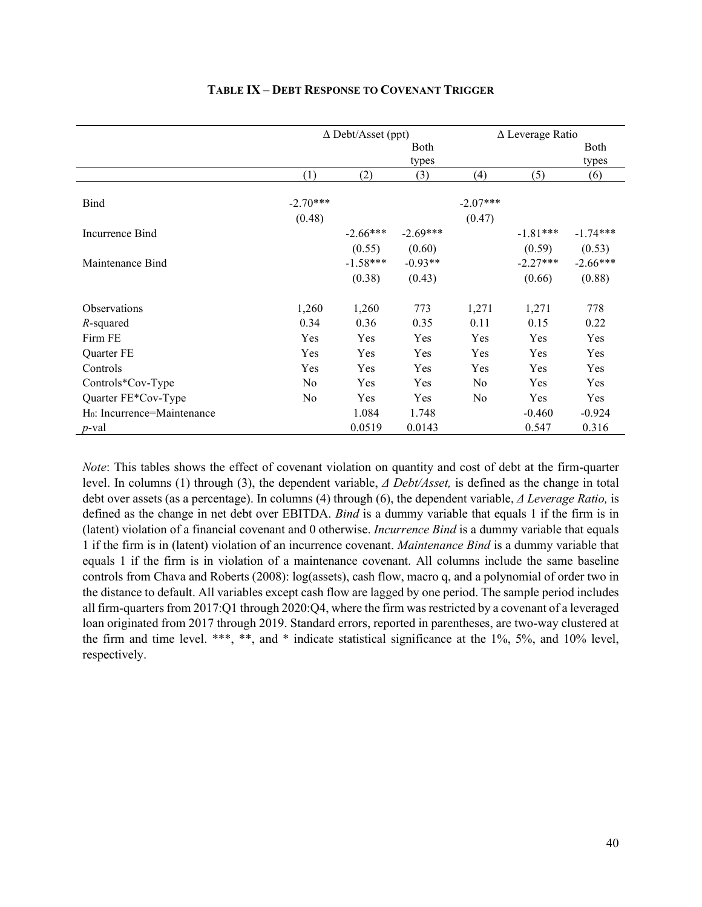**TABLE IX – DEBT RESPONSE TO COVENANT TRIGGER**

| | Δ Debt/Asset (ppt) | | | Δ Leverage Ratio | | |
|---|---|---|---|---|---|---|
| | | | Both types | | | Both types |
| | (1) | (2) | (3) | (4) | (5) | (6) |
| Bind | -2.70*** | | | -2.07*** | | |
| | (0.48) | | | (0.47) | | |
| Incurrence Bind | | -2.66*** | -2.69*** | | -1.81*** | -1.74*** |
| | | (0.55) | (0.60) | | (0.59) | (0.53) |
| Maintenance Bind | | -1.58*** | -0.93** | | -2.27*** | -2.66*** |
| | | (0.38) | (0.43) | | (0.66) | (0.88) |
| Observations | 1,260 | 1,260 | 773 | 1,271 | 1,271 | 778 |
| $R$-squared | 0.34 | 0.36 | 0.35 | 0.11 | 0.15 | 0.22 |
| Firm FE | Yes | Yes | Yes | Yes | Yes | Yes |
| Quarter FE | Yes | Yes | Yes | Yes | Yes | Yes |
| Controls | Yes | Yes | Yes | Yes | Yes | Yes |
| Controls*Cov-Type | No | Yes | Yes | No | Yes | Yes |
| Quarter FE*Cov-Type | No | Yes | Yes | No | Yes | Yes |
| $H_0$: Incurrence=Maintenance | | 1.084 | 1.748 | | -0.460 | -0.924 |
| $p$-val | | 0.0519 | 0.0143 | | 0.547 | 0.316 |

*Note*: This tables shows the effect of covenant violation on quantity and cost of debt at the firm-quarter level. In columns (1) through (3), the dependent variable, *Δ Debt/Asset,* is defined as the change in total debt over assets (as a percentage). In columns (4) through (6), the dependent variable, *Δ Leverage Ratio,* is defined as the change in net debt over EBITDA. *Bind* is a dummy variable that equals 1 if the firm is in (latent) violation of a financial covenant and 0 otherwise. *Incurrence Bind* is a dummy variable that equals 1 if the firm is in (latent) violation of an incurrence covenant. *Maintenance Bind* is a dummy variable that equals 1 if the firm is in violation of a maintenance covenant. All columns include the same baseline controls from Chava and Roberts (2008): log(assets), cash flow, macro q, and a polynomial of order two in the distance to default. All variables except cash flow are lagged by one period. The sample period includes all firm-quarters from 2017:Q1 through 2020:Q4, where the firm was restricted by a covenant of a leveraged loan originated from 2017 through 2019. Standard errors, reported in parentheses, are two-way clustered at the firm and time level. ***, **, and * indicate statistical significance at the 1%, 5%, and 10% level, respectively.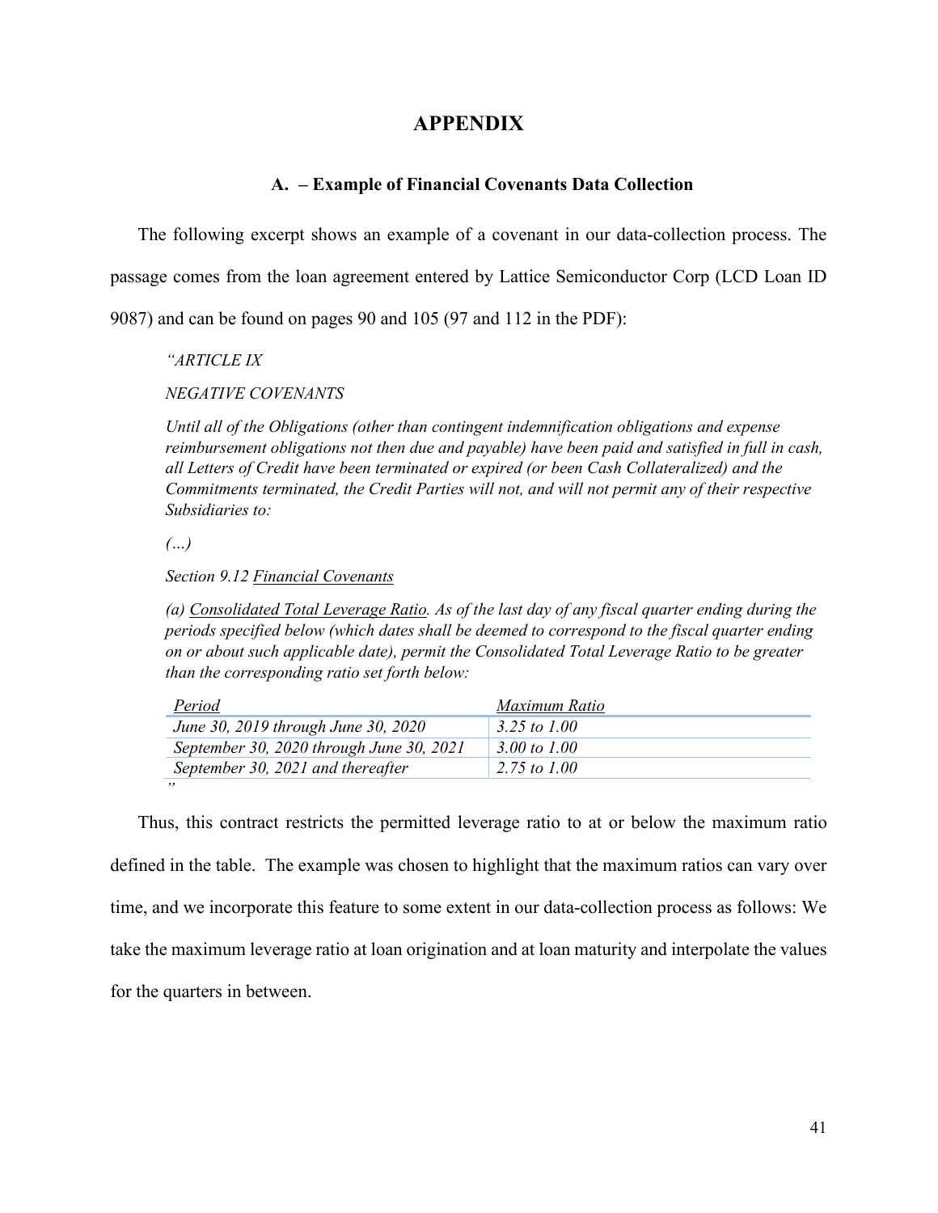# APPENDIX

## A. – Example of Financial Covenants Data Collection

The following excerpt shows an example of a covenant in our data-collection process. The passage comes from the loan agreement entered by Lattice Semiconductor Corp (LCD Loan ID 9087) and can be found on pages 90 and 105 (97 and 112 in the PDF):

> *"ARTICLE IX*
>
> *NEGATIVE COVENANTS*
>
> *Until all of the Obligations (other than contingent indemnification obligations and expense reimbursement obligations not then due and payable) have been paid and satisfied in full in cash, all Letters of Credit have been terminated or expired (or been Cash Collateralized) and the Commitments terminated, the Credit Parties will not, and will not permit any of their respective Subsidiaries to:*
>
> *(…)*
>
> *Section 9.12 Financial Covenants*
>
> *(a) Consolidated Total Leverage Ratio. As of the last day of any fiscal quarter ending during the periods specified below (which dates shall be deemed to correspond to the fiscal quarter ending on or about such applicable date), permit the Consolidated Total Leverage Ratio to be greater than the corresponding ratio set forth below:*

| *Period* | *Maximum Ratio* |
|---|---|
| *June 30, 2019 through June 30, 2020* | *3.25 to 1.00* |
| *September 30, 2020 through June 30, 2021* | *3.00 to 1.00* |
| *September 30, 2021 and thereafter* | *2.75 to 1.00* |

*"*

Thus, this contract restricts the permitted leverage ratio to at or below the maximum ratio defined in the table. The example was chosen to highlight that the maximum ratios can vary over time, and we incorporate this feature to some extent in our data-collection process as follows: We take the maximum leverage ratio at loan origination and at loan maturity and interpolate the values for the quarters in between.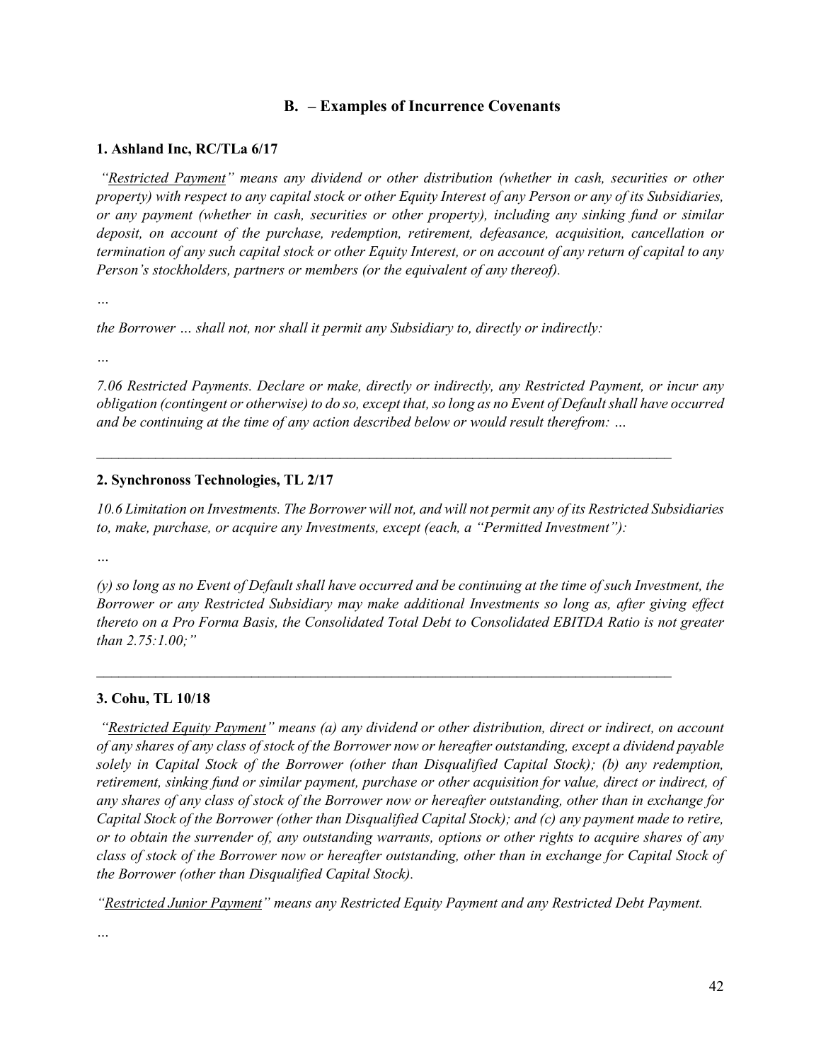## B. – Examples of Incurrence Covenants

### 1. Ashland Inc, RC/TLa 6/17

*"Restricted Payment" means any dividend or other distribution (whether in cash, securities or other property) with respect to any capital stock or other Equity Interest of any Person or any of its Subsidiaries, or any payment (whether in cash, securities or other property), including any sinking fund or similar deposit, on account of the purchase, redemption, retirement, defeasance, acquisition, cancellation or termination of any such capital stock or other Equity Interest, or on account of any return of capital to any Person's stockholders, partners or members (or the equivalent of any thereof).*

*…*

*the Borrower … shall not, nor shall it permit any Subsidiary to, directly or indirectly:*

*…*

*7.06 Restricted Payments. Declare or make, directly or indirectly, any Restricted Payment, or incur any obligation (contingent or otherwise) to do so, except that, so long as no Event of Default shall have occurred and be continuing at the time of any action described below or would result therefrom: …*

---

### 2. Synchronoss Technologies, TL 2/17

*10.6 Limitation on Investments. The Borrower will not, and will not permit any of its Restricted Subsidiaries to, make, purchase, or acquire any Investments, except (each, a "Permitted Investment"):*

*…*

*(y) so long as no Event of Default shall have occurred and be continuing at the time of such Investment, the Borrower or any Restricted Subsidiary may make additional Investments so long as, after giving effect thereto on a Pro Forma Basis, the Consolidated Total Debt to Consolidated EBITDA Ratio is not greater than 2.75:1.00;"*

---

### 3. Cohu, TL 10/18

*"Restricted Equity Payment" means (a) any dividend or other distribution, direct or indirect, on account of any shares of any class of stock of the Borrower now or hereafter outstanding, except a dividend payable solely in Capital Stock of the Borrower (other than Disqualified Capital Stock); (b) any redemption, retirement, sinking fund or similar payment, purchase or other acquisition for value, direct or indirect, of any shares of any class of stock of the Borrower now or hereafter outstanding, other than in exchange for Capital Stock of the Borrower (other than Disqualified Capital Stock); and (c) any payment made to retire, or to obtain the surrender of, any outstanding warrants, options or other rights to acquire shares of any class of stock of the Borrower now or hereafter outstanding, other than in exchange for Capital Stock of the Borrower (other than Disqualified Capital Stock).*

*"Restricted Junior Payment" means any Restricted Equity Payment and any Restricted Debt Payment.*

*…*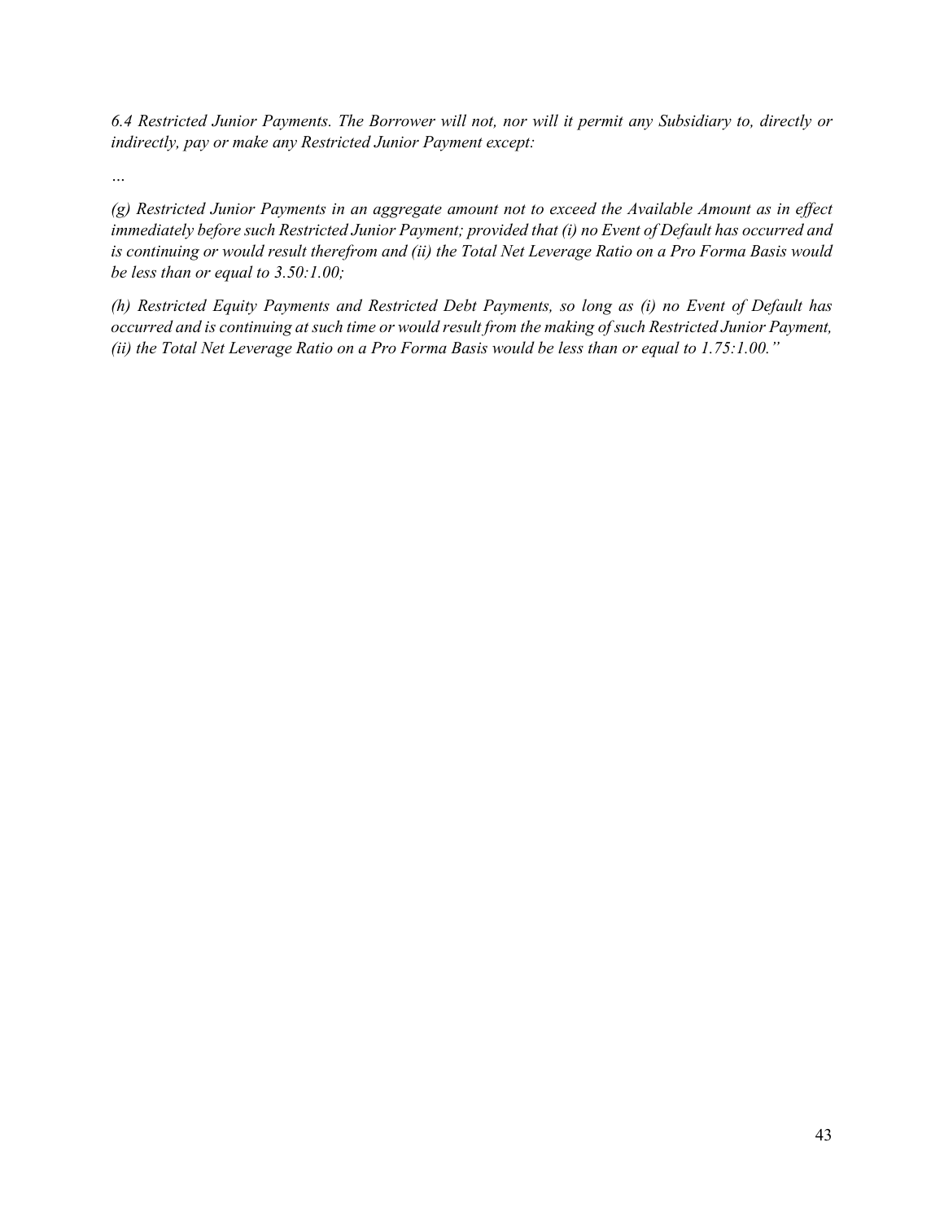*6.4 Restricted Junior Payments. The Borrower will not, nor will it permit any Subsidiary to, directly or indirectly, pay or make any Restricted Junior Payment except:*

*…*

*(g) Restricted Junior Payments in an aggregate amount not to exceed the Available Amount as in effect immediately before such Restricted Junior Payment; provided that (i) no Event of Default has occurred and is continuing or would result therefrom and (ii) the Total Net Leverage Ratio on a Pro Forma Basis would be less than or equal to 3.50:1.00;*

*(h) Restricted Equity Payments and Restricted Debt Payments, so long as (i) no Event of Default has occurred and is continuing at such time or would result from the making of such Restricted Junior Payment, (ii) the Total Net Leverage Ratio on a Pro Forma Basis would be less than or equal to 1.75:1.00."*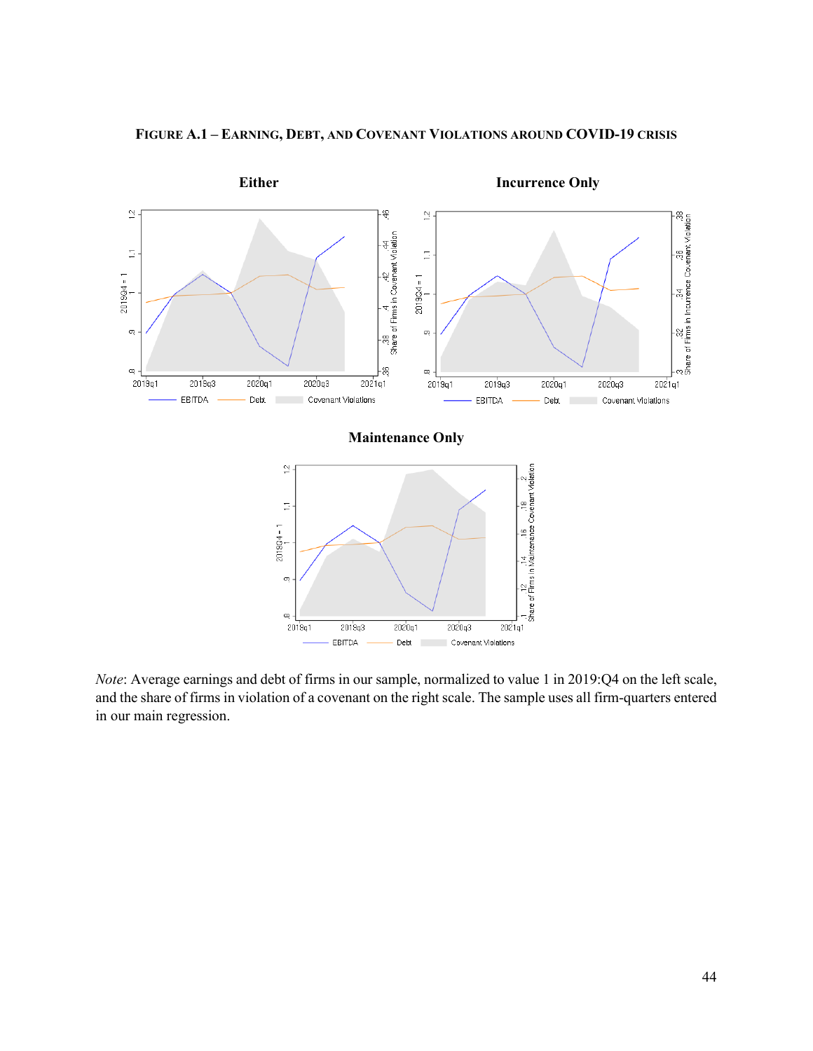FIGURE A.1 – EARNING, DEBT, AND COVENANT VIOLATIONS AROUND COVID-19 CRISIS

**Either**

**Incurrence Only**

**Maintenance Only**

*Note*: Average earnings and debt of firms in our sample, normalized to value 1 in 2019:Q4 on the left scale, and the share of firms in violation of a covenant on the right scale. The sample uses all firm-quarters entered in our main regression.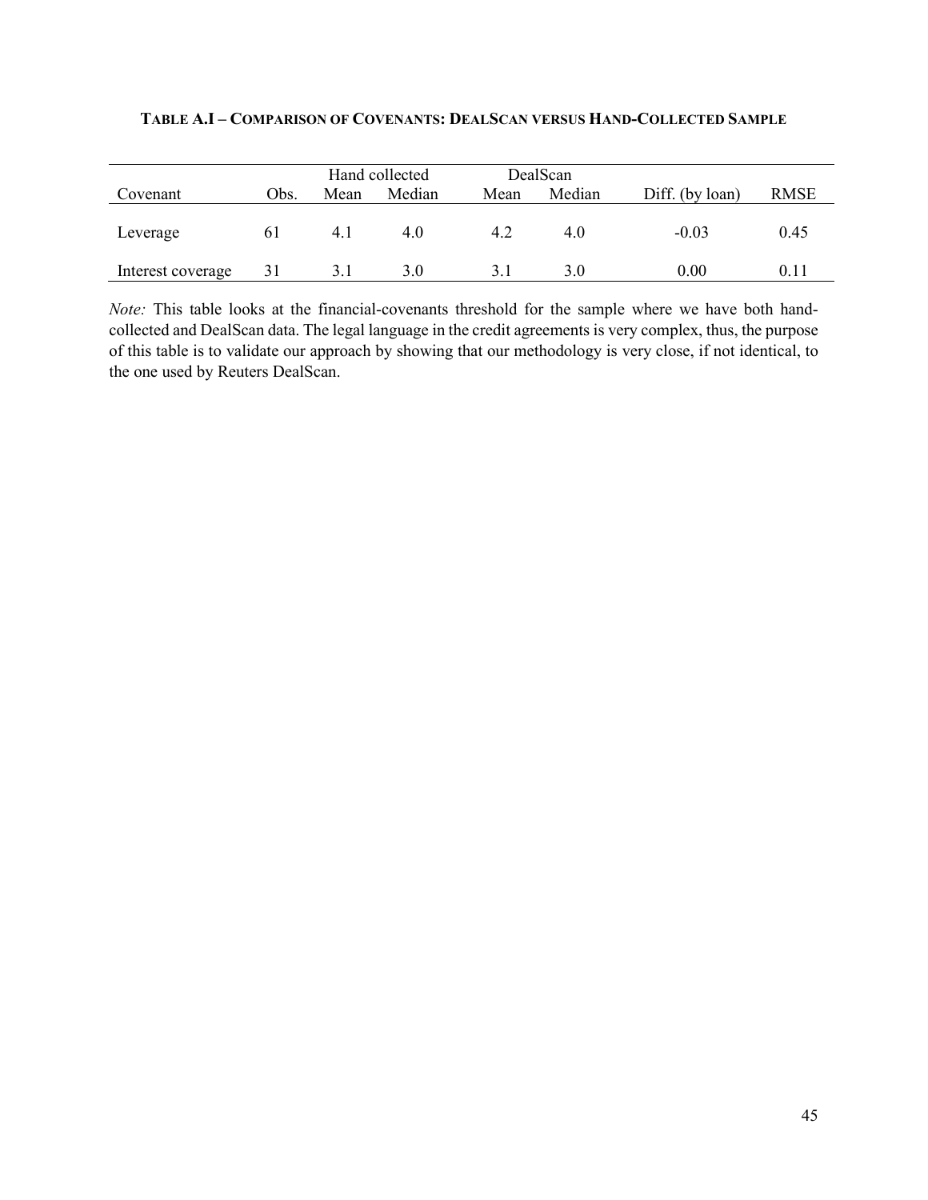**TABLE A.I – COMPARISON OF COVENANTS: DEALSCAN VERSUS HAND-COLLECTED SAMPLE**

| | | Hand collected | | DealScan | | | |
|---|---|---|---|---|---|---|---|
| Covenant | Obs. | Mean | Median | Mean | Median | Diff. (by loan) | RMSE |
| Leverage | 61 | 4.1 | 4.0 | 4.2 | 4.0 | -0.03 | 0.45 |
| Interest coverage | 31 | 3.1 | 3.0 | 3.1 | 3.0 | 0.00 | 0.11 |

*Note:* This table looks at the financial-covenants threshold for the sample where we have both hand-collected and DealScan data. The legal language in the credit agreements is very complex, thus, the purpose of this table is to validate our approach by showing that our methodology is very close, if not identical, to the one used by Reuters DealScan.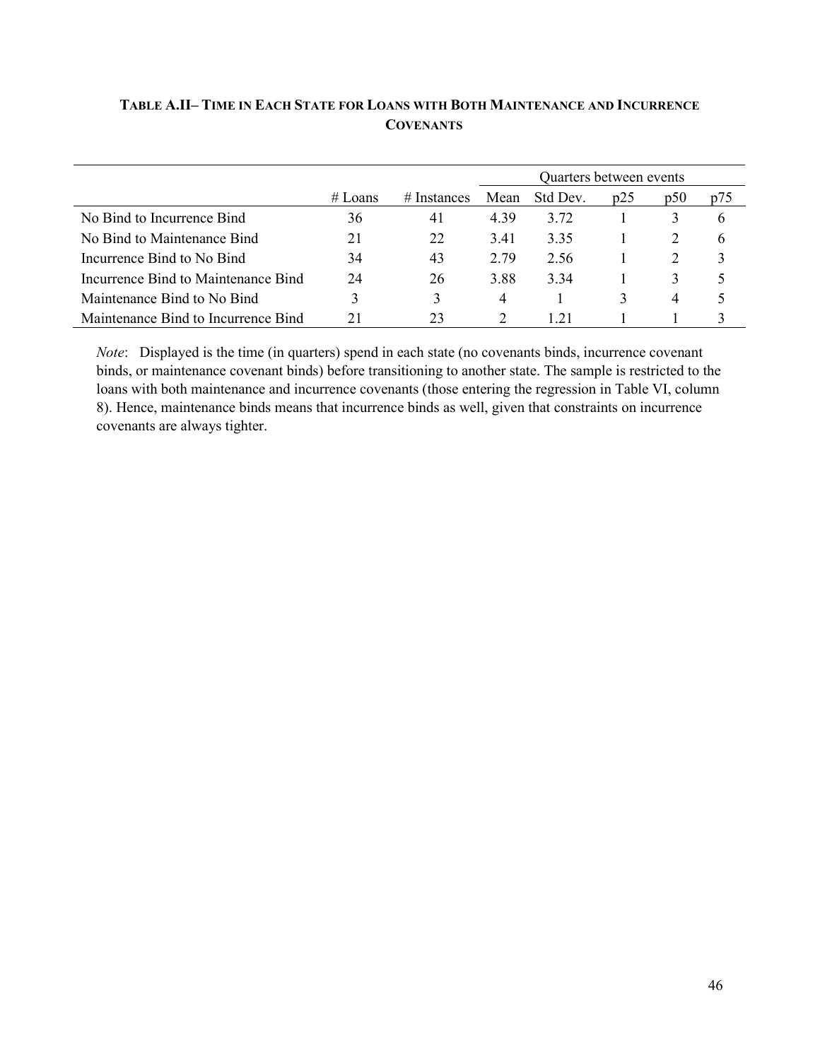**TABLE A.II– TIME IN EACH STATE FOR LOANS WITH BOTH MAINTENANCE AND INCURRENCE COVENANTS**

| | | | Quarters between events | | | | |
|---|---|---|---|---|---|---|---|
| | # Loans | # Instances | Mean | Std Dev. | p25 | p50 | p75 |
| No Bind to Incurrence Bind | 36 | 41 | 4.39 | 3.72 | 1 | 3 | 6 |
| No Bind to Maintenance Bind | 21 | 22 | 3.41 | 3.35 | 1 | 2 | 6 |
| Incurrence Bind to No Bind | 34 | 43 | 2.79 | 2.56 | 1 | 2 | 3 |
| Incurrence Bind to Maintenance Bind | 24 | 26 | 3.88 | 3.34 | 1 | 3 | 5 |
| Maintenance Bind to No Bind | 3 | 3 | 4 | 1 | 3 | 4 | 5 |
| Maintenance Bind to Incurrence Bind | 21 | 23 | 2 | 1.21 | 1 | 1 | 3 |

*Note*: Displayed is the time (in quarters) spend in each state (no covenants binds, incurrence covenant binds, or maintenance covenant binds) before transitioning to another state. The sample is restricted to the loans with both maintenance and incurrence covenants (those entering the regression in Table VI, column 8). Hence, maintenance binds means that incurrence binds as well, given that constraints on incurrence covenants are always tighter.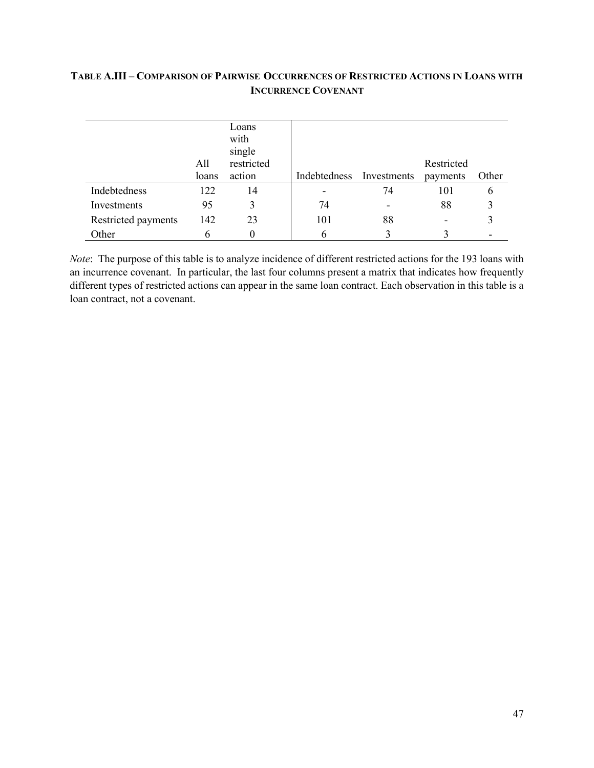**TABLE A.III – COMPARISON OF PAIRWISE OCCURRENCES OF RESTRICTED ACTIONS IN LOANS WITH INCURRENCE COVENANT**

| | All loans | Loans with single restricted action | Indebtedness | Investments | Restricted payments | Other |
|---|---|---|---|---|---|---|
| Indebtedness | 122 | 14 | - | 74 | 101 | 6 |
| Investments | 95 | 3 | 74 | - | 88 | 3 |
| Restricted payments | 142 | 23 | 101 | 88 | - | 3 |
| Other | 6 | 0 | 6 | 3 | 3 | - |

*Note*: The purpose of this table is to analyze incidence of different restricted actions for the 193 loans with an incurrence covenant. In particular, the last four columns present a matrix that indicates how frequently different types of restricted actions can appear in the same loan contract. Each observation in this table is a loan contract, not a covenant.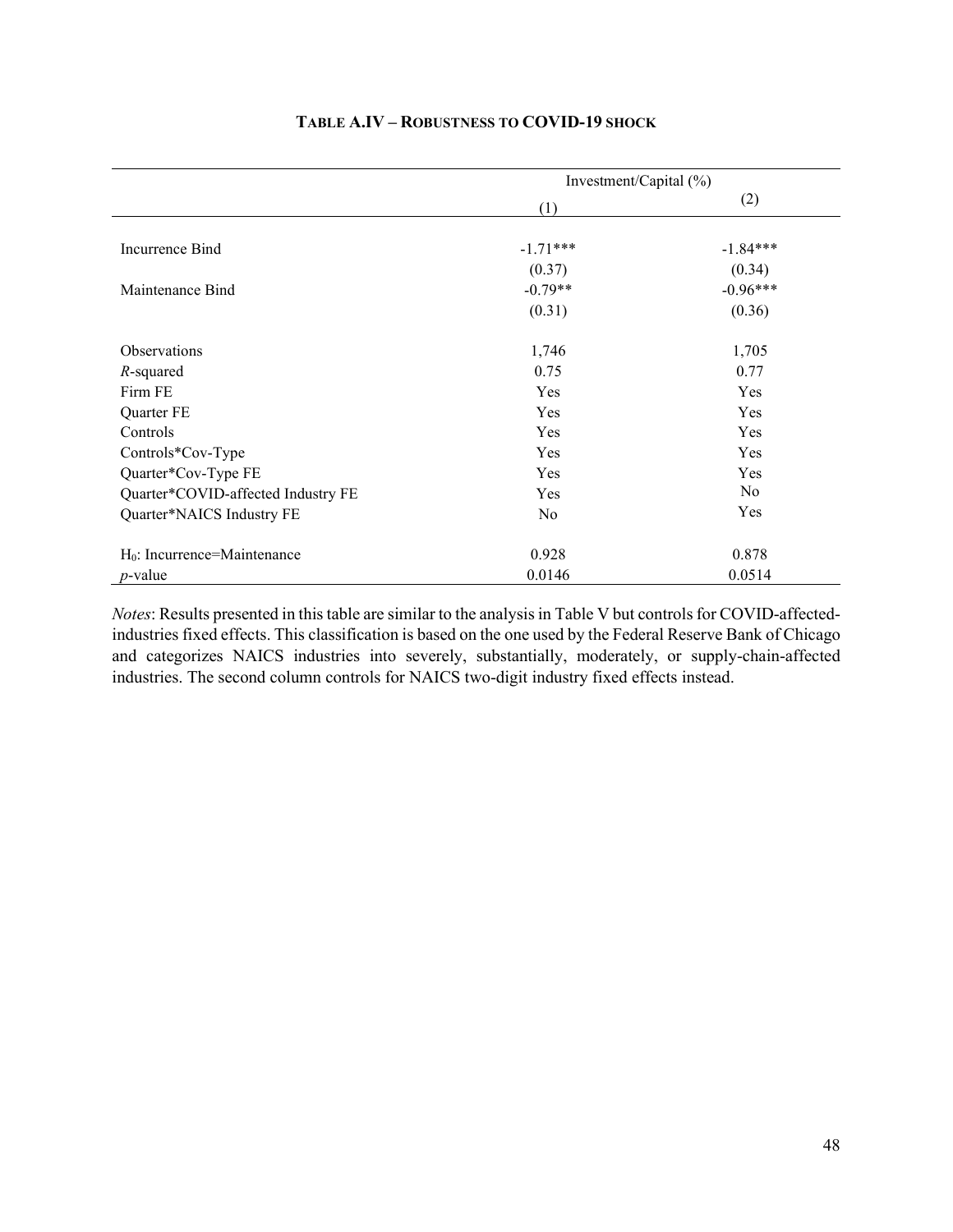### TABLE A.IV – ROBUSTNESS TO COVID-19 SHOCK

| | Investment/Capital (%) | |
|---|---|---|
| | (1) | (2) |
| Incurrence Bind | -1.71*** | -1.84*** |
| | (0.37) | (0.34) |
| Maintenance Bind | -0.79** | -0.96*** |
| | (0.31) | (0.36) |
| Observations | 1,746 | 1,705 |
| *R*-squared | 0.75 | 0.77 |
| Firm FE | Yes | Yes |
| Quarter FE | Yes | Yes |
| Controls | Yes | Yes |
| Controls*Cov-Type | Yes | Yes |
| Quarter*Cov-Type FE | Yes | Yes |
| Quarter*COVID-affected Industry FE | Yes | No |
| Quarter*NAICS Industry FE | No | Yes |
| $H_0$: Incurrence=Maintenance | 0.928 | 0.878 |
| *p*-value | 0.0146 | 0.0514 |

*Notes*: Results presented in this table are similar to the analysis in Table V but controls for COVID-affected-industries fixed effects. This classification is based on the one used by the Federal Reserve Bank of Chicago and categorizes NAICS industries into severely, substantially, moderately, or supply-chain-affected industries. The second column controls for NAICS two-digit industry fixed effects instead.